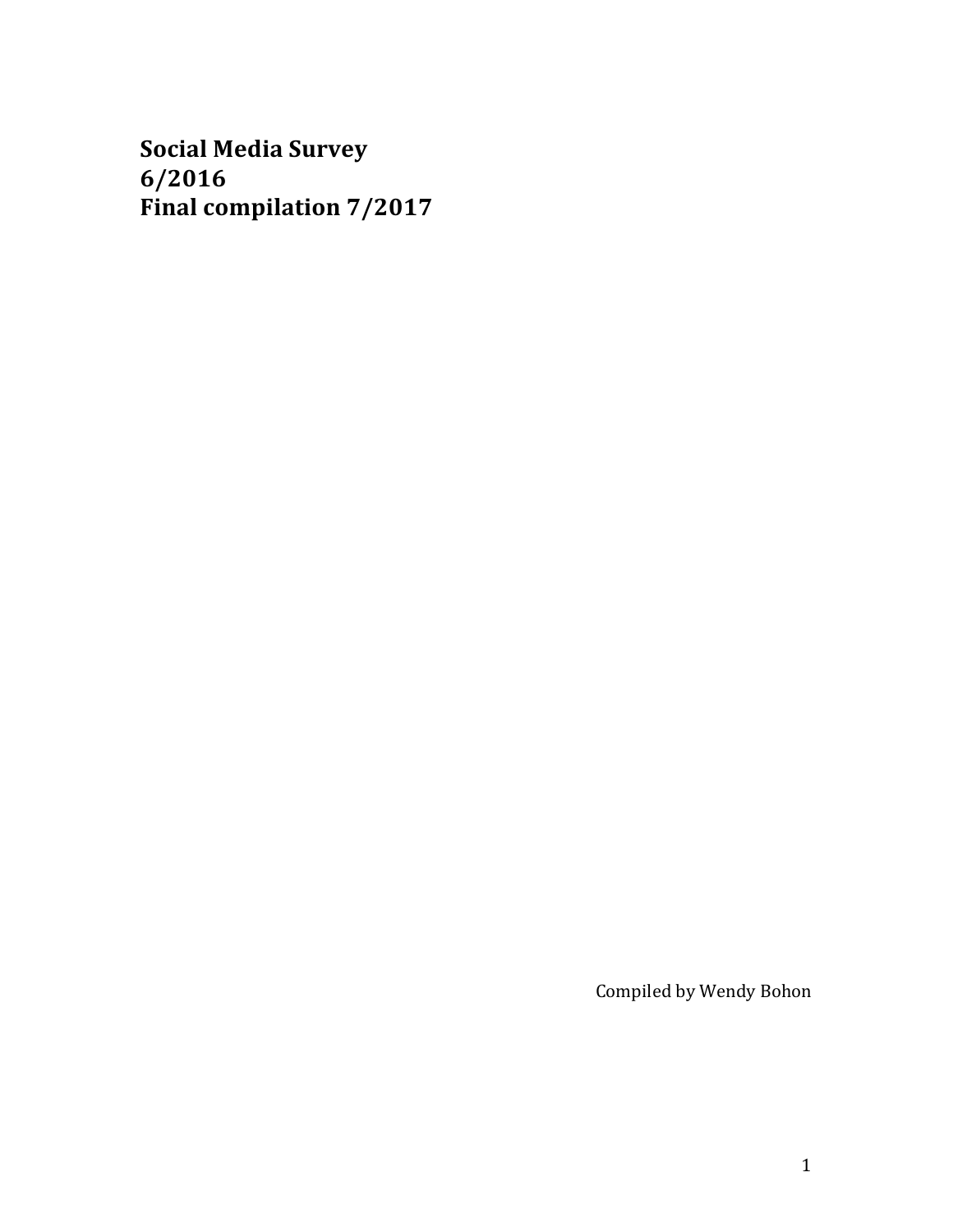# Social Media Survey
# 6/2016
# Final compilation 7/2017

Compiled by Wendy Bohon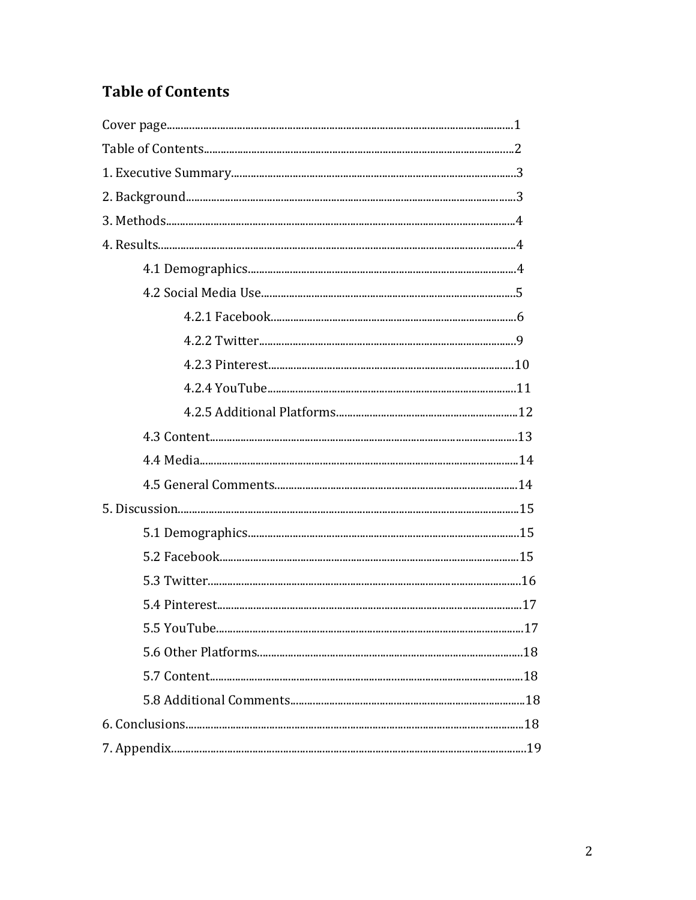## Table of Contents

Cover page.........................................................1

Table of Contents.........................................................2

1. Executive Summary.........................................................3

2. Background.........................................................3

3. Methods.........................................................4

4. Results.........................................................4

    4.1 Demographics.........................................................4

    4.2 Social Media Use.........................................................5

        4.2.1 Facebook.........................................................6

        4.2.2 Twitter.........................................................9

        4.2.3 Pinterest.........................................................10

        4.2.4 YouTube.........................................................11

        4.2.5 Additional Platforms.........................................................12

    4.3 Content.........................................................13

    4.4 Media.........................................................14

    4.5 General Comments.........................................................14

5. Discussion.........................................................15

    5.1 Demographics.........................................................15

    5.2 Facebook.........................................................15

    5.3 Twitter.........................................................16

    5.4 Pinterest.........................................................17

    5.5 YouTube.........................................................17

    5.6 Other Platforms.........................................................18

    5.7 Content.........................................................18

    5.8 Additional Comments.........................................................18

6. Conclusions.........................................................18

7. Appendix.........................................................19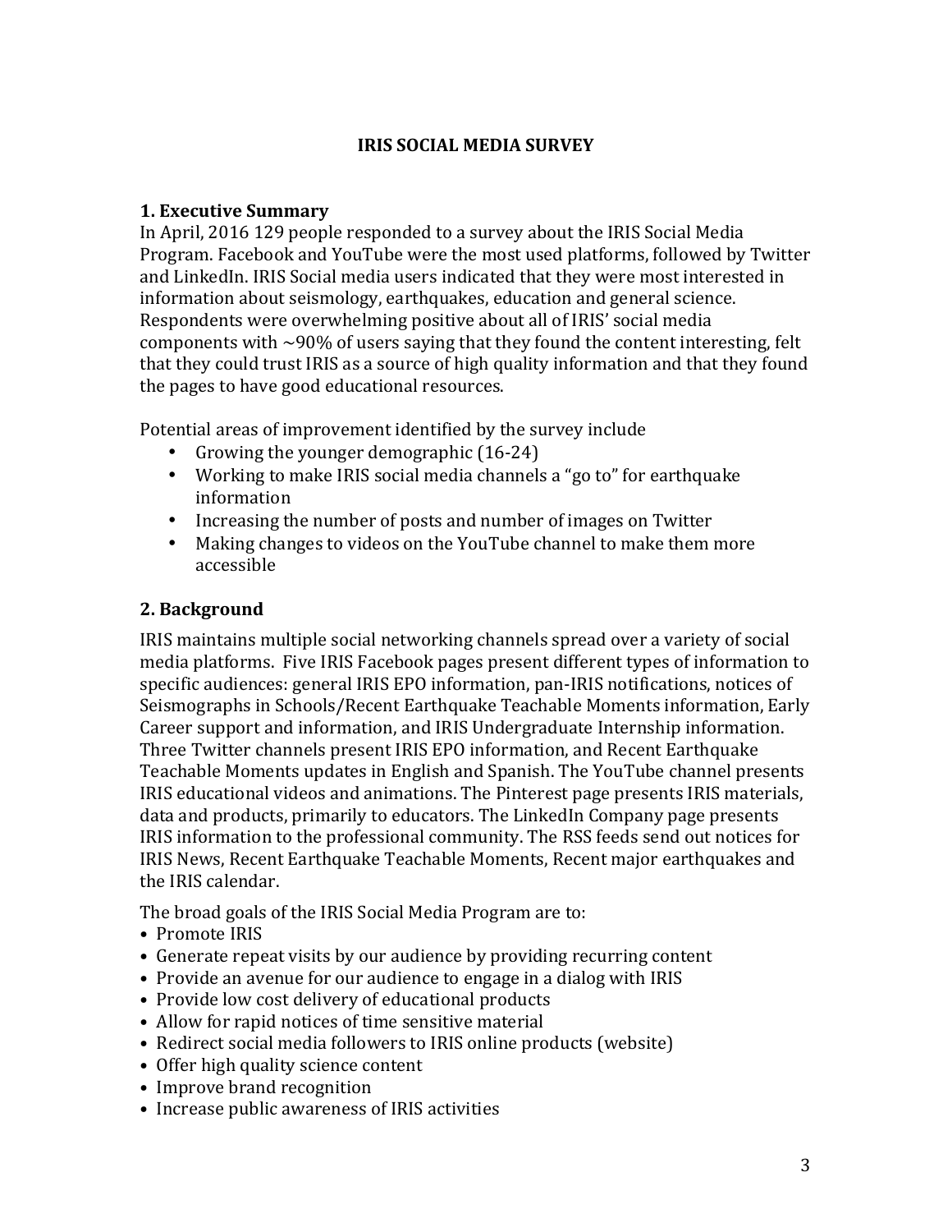# IRIS SOCIAL MEDIA SURVEY

## 1. Executive Summary

In April, 2016 129 people responded to a survey about the IRIS Social Media Program. Facebook and YouTube were the most used platforms, followed by Twitter and LinkedIn. IRIS Social media users indicated that they were most interested in information about seismology, earthquakes, education and general science. Respondents were overwhelming positive about all of IRIS' social media components with ~90% of users saying that they found the content interesting, felt that they could trust IRIS as a source of high quality information and that they found the pages to have good educational resources.

Potential areas of improvement identified by the survey include

- Growing the younger demographic (16-24)
- Working to make IRIS social media channels a "go to" for earthquake information
- Increasing the number of posts and number of images on Twitter
- Making changes to videos on the YouTube channel to make them more accessible

## 2. Background

IRIS maintains multiple social networking channels spread over a variety of social media platforms. Five IRIS Facebook pages present different types of information to specific audiences: general IRIS EPO information, pan-IRIS notifications, notices of Seismographs in Schools/Recent Earthquake Teachable Moments information, Early Career support and information, and IRIS Undergraduate Internship information. Three Twitter channels present IRIS EPO information, and Recent Earthquake Teachable Moments updates in English and Spanish. The YouTube channel presents IRIS educational videos and animations. The Pinterest page presents IRIS materials, data and products, primarily to educators. The LinkedIn Company page presents IRIS information to the professional community. The RSS feeds send out notices for IRIS News, Recent Earthquake Teachable Moments, Recent major earthquakes and the IRIS calendar.

The broad goals of the IRIS Social Media Program are to:

- Promote IRIS
- Generate repeat visits by our audience by providing recurring content
- Provide an avenue for our audience to engage in a dialog with IRIS
- Provide low cost delivery of educational products
- Allow for rapid notices of time sensitive material
- Redirect social media followers to IRIS online products (website)
- Offer high quality science content
- Improve brand recognition
- Increase public awareness of IRIS activities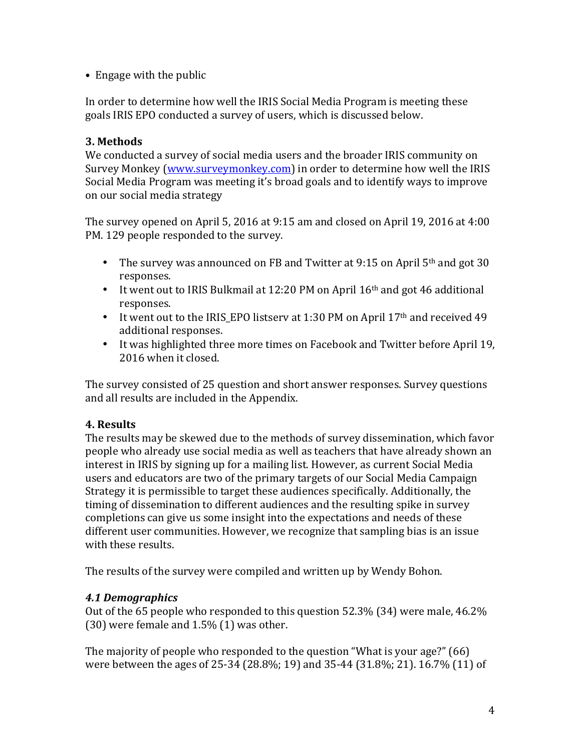- Engage with the public

In order to determine how well the IRIS Social Media Program is meeting these goals IRIS EPO conducted a survey of users, which is discussed below.

## 3. Methods

We conducted a survey of social media users and the broader IRIS community on Survey Monkey (www.surveymonkey.com) in order to determine how well the IRIS Social Media Program was meeting it's broad goals and to identify ways to improve on our social media strategy

The survey opened on April 5, 2016 at 9:15 am and closed on April 19, 2016 at 4:00 PM. 129 people responded to the survey.

- The survey was announced on FB and Twitter at 9:15 on April 5th and got 30 responses.
- It went out to IRIS Bulkmail at 12:20 PM on April 16th and got 46 additional responses.
- It went out to the IRIS_EPO listserv at 1:30 PM on April 17th and received 49 additional responses.
- It was highlighted three more times on Facebook and Twitter before April 19, 2016 when it closed.

The survey consisted of 25 question and short answer responses. Survey questions and all results are included in the Appendix.

## 4. Results

The results may be skewed due to the methods of survey dissemination, which favor people who already use social media as well as teachers that have already shown an interest in IRIS by signing up for a mailing list. However, as current Social Media users and educators are two of the primary targets of our Social Media Campaign Strategy it is permissible to target these audiences specifically. Additionally, the timing of dissemination to different audiences and the resulting spike in survey completions can give us some insight into the expectations and needs of these different user communities. However, we recognize that sampling bias is an issue with these results.

The results of the survey were compiled and written up by Wendy Bohon.

### *4.1 Demographics*

Out of the 65 people who responded to this question 52.3% (34) were male, 46.2% (30) were female and 1.5% (1) was other.

The majority of people who responded to the question "What is your age?" (66) were between the ages of 25-34 (28.8%; 19) and 35-44 (31.8%; 21). 16.7% (11) of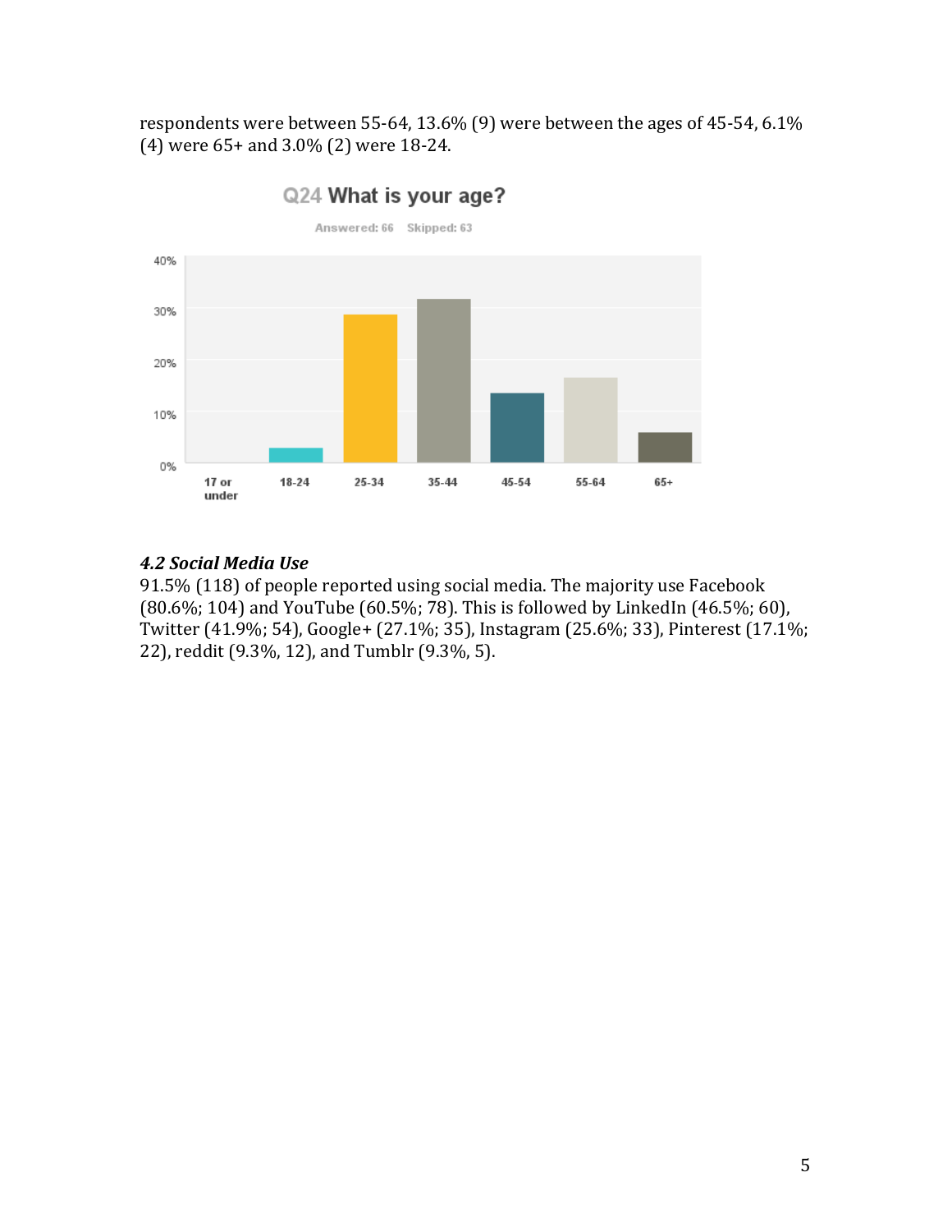respondents were between 55-64, 13.6% (9) were between the ages of 45-54, 6.1% (4) were 65+ and 3.0% (2) were 18-24.

Q24 What is your age?

Answered: 66 Skipped: 63

### *4.2 Social Media Use*

91.5% (118) of people reported using social media. The majority use Facebook (80.6%; 104) and YouTube (60.5%; 78). This is followed by LinkedIn (46.5%; 60), Twitter (41.9%; 54), Google+ (27.1%; 35), Instagram (25.6%; 33), Pinterest (17.1%; 22), reddit (9.3%, 12), and Tumblr (9.3%, 5).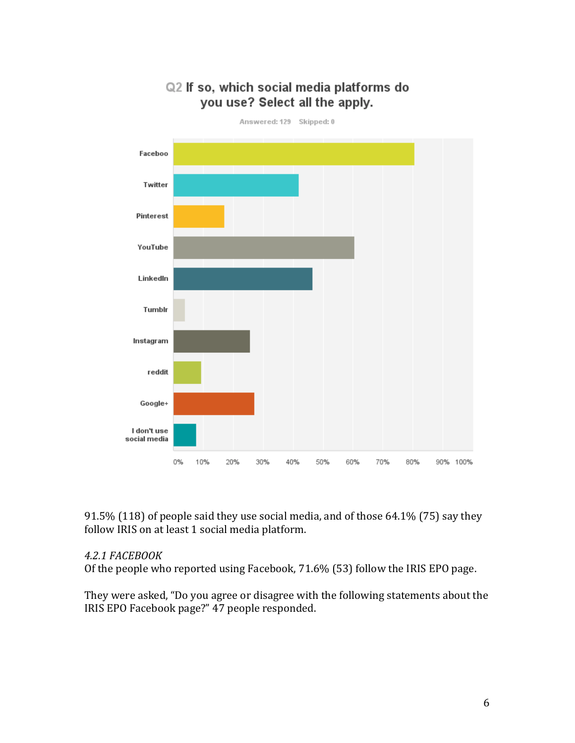**Q2 If so, which social media platforms do you use? Select all the apply.**

Answered: 129 Skipped: 0

| Platform | Response |
|---|---|
| Faceboo | ~80% |
| Twitter | ~42% |
| Pinterest | ~17% |
| YouTube | ~60% |
| LinkedIn | ~46% |
| Tumblr | ~4% |
| Instagram | ~26% |
| reddit | ~9% |
| Google+ | ~27% |
| I don't use social media | ~8% |

91.5% (118) of people said they use social media, and of those 64.1% (75) say they follow IRIS on at least 1 social media platform.

*4.2.1 FACEBOOK*

Of the people who reported using Facebook, 71.6% (53) follow the IRIS EPO page.

They were asked, "Do you agree or disagree with the following statements about the IRIS EPO Facebook page?" 47 people responded.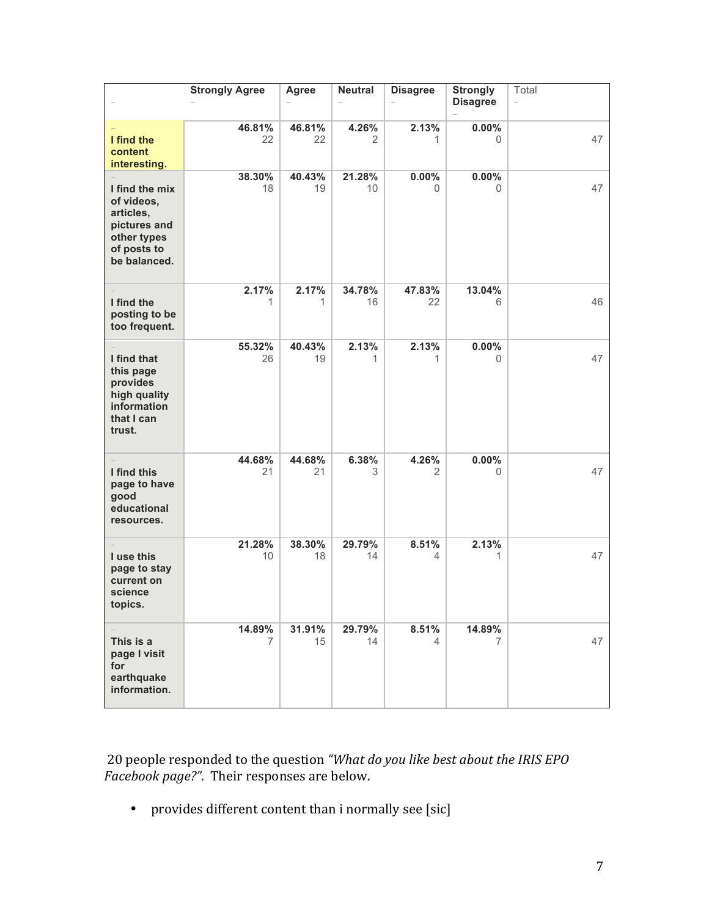| | Strongly Agree | Agree | Neutral | Disagree | Strongly Disagree | Total |
|---|---|---|---|---|---|---|
| **I find the content interesting.** | **46.81%** 22 | **46.81%** 22 | **4.26%** 2 | **2.13%** 1 | **0.00%** 0 | 47 |
| **I find the mix of videos, articles, pictures and other types of posts to be balanced.** | **38.30%** 18 | **40.43%** 19 | **21.28%** 10 | **0.00%** 0 | **0.00%** 0 | 47 |
| **I find the posting to be too frequent.** | **2.17%** 1 | **2.17%** 1 | **34.78%** 16 | **47.83%** 22 | **13.04%** 6 | 46 |
| **I find that this page provides high quality information that I can trust.** | **55.32%** 26 | **40.43%** 19 | **2.13%** 1 | **2.13%** 1 | **0.00%** 0 | 47 |
| **I find this page to have good educational resources.** | **44.68%** 21 | **44.68%** 21 | **6.38%** 3 | **4.26%** 2 | **0.00%** 0 | 47 |
| **I use this page to stay current on science topics.** | **21.28%** 10 | **38.30%** 18 | **29.79%** 14 | **8.51%** 4 | **2.13%** 1 | 47 |
| **This is a page I visit for earthquake information.** | **14.89%** 7 | **31.91%** 15 | **29.79%** 14 | **8.51%** 4 | **14.89%** 7 | 47 |

20 people responded to the question *"What do you like best about the IRIS EPO Facebook page?"*. Their responses are below.

- provides different content than i normally see [sic]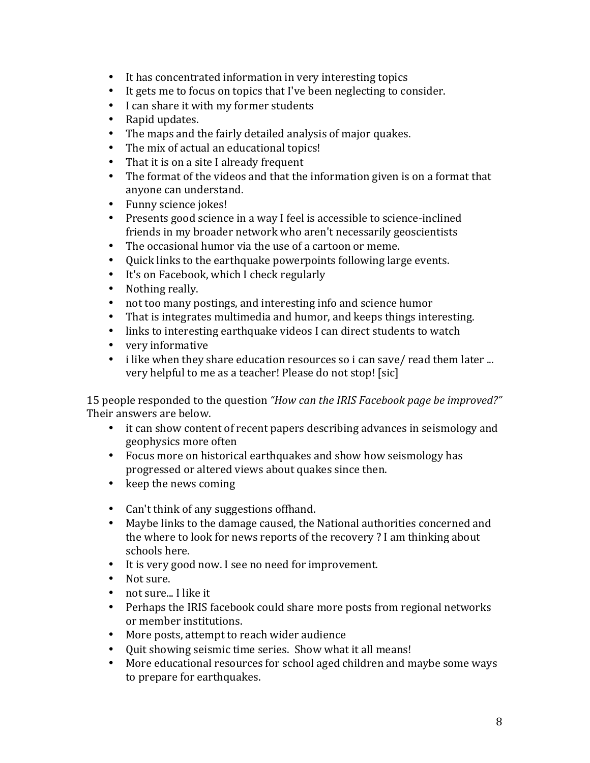- It has concentrated information in very interesting topics
- It gets me to focus on topics that I've been neglecting to consider.
- I can share it with my former students
- Rapid updates.
- The maps and the fairly detailed analysis of major quakes.
- The mix of actual an educational topics!
- That it is on a site I already frequent
- The format of the videos and that the information given is on a format that anyone can understand.
- Funny science jokes!
- Presents good science in a way I feel is accessible to science-inclined friends in my broader network who aren't necessarily geoscientists
- The occasional humor via the use of a cartoon or meme.
- Quick links to the earthquake powerpoints following large events.
- It's on Facebook, which I check regularly
- Nothing really.
- not too many postings, and interesting info and science humor
- That is integrates multimedia and humor, and keeps things interesting.
- links to interesting earthquake videos I can direct students to watch
- very informative
- i like when they share education resources so i can save/ read them later ... very helpful to me as a teacher! Please do not stop! [sic]

15 people responded to the question *"How can the IRIS Facebook page be improved?"* Their answers are below.

- it can show content of recent papers describing advances in seismology and geophysics more often
- Focus more on historical earthquakes and show how seismology has progressed or altered views about quakes since then.
- keep the news coming
- Can't think of any suggestions offhand.
- Maybe links to the damage caused, the National authorities concerned and the where to look for news reports of the recovery ? I am thinking about schools here.
- It is very good now. I see no need for improvement.
- Not sure.
- not sure... I like it
- Perhaps the IRIS facebook could share more posts from regional networks or member institutions.
- More posts, attempt to reach wider audience
- Quit showing seismic time series. Show what it all means!
- More educational resources for school aged children and maybe some ways to prepare for earthquakes.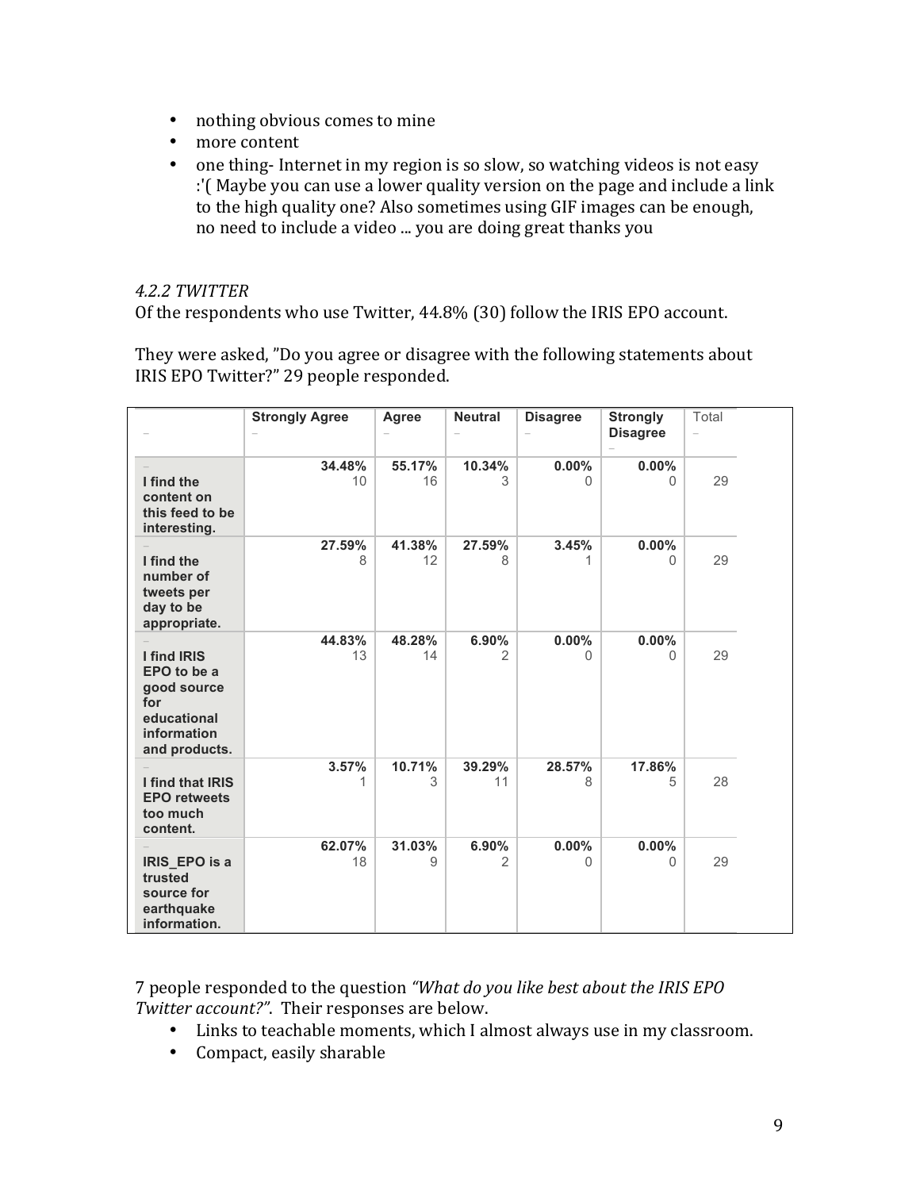- nothing obvious comes to mine
- more content
- one thing- Internet in my region is so slow, so watching videos is not easy :'( Maybe you can use a lower quality version on the page and include a link to the high quality one? Also sometimes using GIF images can be enough, no need to include a video ... you are doing great thanks you

*4.2.2 TWITTER*

Of the respondents who use Twitter, 44.8% (30) follow the IRIS EPO account.

They were asked, "Do you agree or disagree with the following statements about IRIS EPO Twitter?" 29 people responded.

| | Strongly Agree | Agree | Neutral | Disagree | Strongly Disagree | Total |
|---|---|---|---|---|---|---|
| **I find the content on this feed to be interesting.** | **34.48%** 10 | **55.17%** 16 | **10.34%** 3 | **0.00%** 0 | **0.00%** 0 | 29 |
| **I find the number of tweets per day to be appropriate.** | **27.59%** 8 | **41.38%** 12 | **27.59%** 8 | **3.45%** 1 | **0.00%** 0 | 29 |
| **I find IRIS EPO to be a good source for educational information and products.** | **44.83%** 13 | **48.28%** 14 | **6.90%** 2 | **0.00%** 0 | **0.00%** 0 | 29 |
| **I find that IRIS EPO retweets too much content.** | **3.57%** 1 | **10.71%** 3 | **39.29%** 11 | **28.57%** 8 | **17.86%** 5 | 28 |
| **IRIS_EPO is a trusted source for earthquake information.** | **62.07%** 18 | **31.03%** 9 | **6.90%** 2 | **0.00%** 0 | **0.00%** 0 | 29 |

7 people responded to the question *"What do you like best about the IRIS EPO Twitter account?"*. Their responses are below.

- Links to teachable moments, which I almost always use in my classroom.
- Compact, easily sharable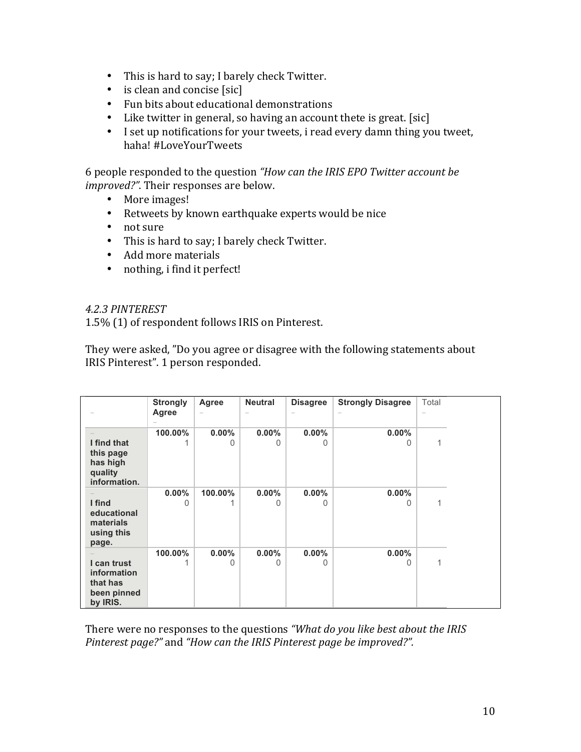- This is hard to say; I barely check Twitter.
- is clean and concise [sic]
- Fun bits about educational demonstrations
- Like twitter in general, so having an account thete is great. [sic]
- I set up notifications for your tweets, i read every damn thing you tweet, haha! #LoveYourTweets

6 people responded to the question *"How can the IRIS EPO Twitter account be improved?"*. Their responses are below.

- More images!
- Retweets by known earthquake experts would be nice
- not sure
- This is hard to say; I barely check Twitter.
- Add more materials
- nothing, i find it perfect!

*4.2.3 PINTEREST*

1.5% (1) of respondent follows IRIS on Pinterest.

They were asked, "Do you agree or disagree with the following statements about IRIS Pinterest". 1 person responded.

| | Strongly Agree | Agree | Neutral | Disagree | Strongly Disagree | Total |
|---|---|---|---|---|---|---|
| **I find that this page has high quality information.** | **100.00%** 1 | **0.00%** 0 | **0.00%** 0 | **0.00%** 0 | **0.00%** 0 | 1 |
| **I find educational materials using this page.** | **0.00%** 0 | **100.00%** 1 | **0.00%** 0 | **0.00%** 0 | **0.00%** 0 | 1 |
| **I can trust information that has been pinned by IRIS.** | **100.00%** 1 | **0.00%** 0 | **0.00%** 0 | **0.00%** 0 | **0.00%** 0 | 1 |

There were no responses to the questions *"What do you like best about the IRIS Pinterest page?"* and *"How can the IRIS Pinterest page be improved?".*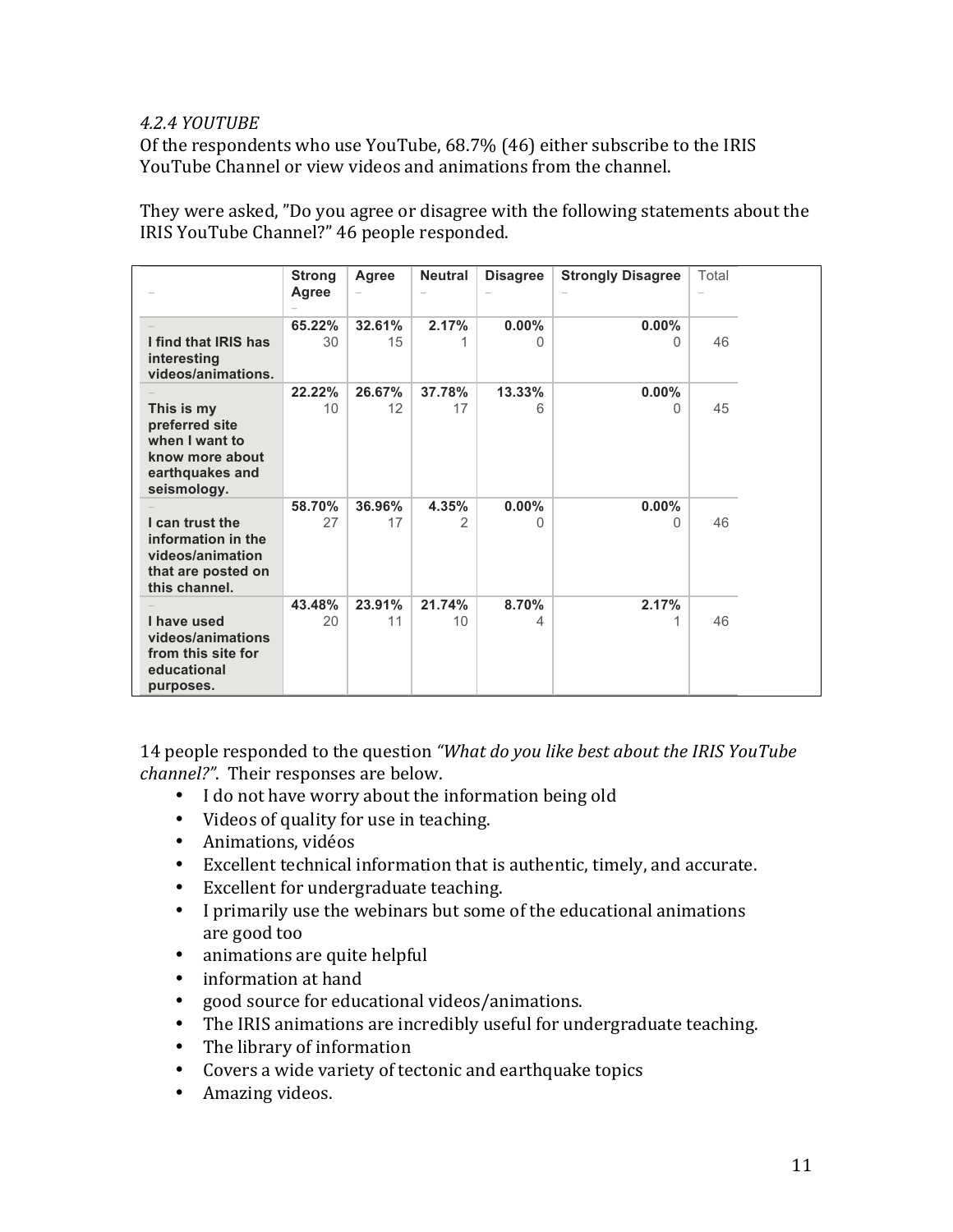*4.2.4 YOUTUBE*

Of the respondents who use YouTube, 68.7% (46) either subscribe to the IRIS YouTube Channel or view videos and animations from the channel.

They were asked, "Do you agree or disagree with the following statements about the IRIS YouTube Channel?" 46 people responded.

| | Strong Agree | Agree | Neutral | Disagree | Strongly Disagree | Total |
|---|---|---|---|---|---|---|
| **I find that IRIS has interesting videos/animations.** | **65.22%** 30 | **32.61%** 15 | **2.17%** 1 | **0.00%** 0 | **0.00%** 0 | 46 |
| **This is my preferred site when I want to know more about earthquakes and seismology.** | **22.22%** 10 | **26.67%** 12 | **37.78%** 17 | **13.33%** 6 | **0.00%** 0 | 45 |
| **I can trust the information in the videos/animation that are posted on this channel.** | **58.70%** 27 | **36.96%** 17 | **4.35%** 2 | **0.00%** 0 | **0.00%** 0 | 46 |
| **I have used videos/animations from this site for educational purposes.** | **43.48%** 20 | **23.91%** 11 | **21.74%** 10 | **8.70%** 4 | **2.17%** 1 | 46 |

14 people responded to the question *"What do you like best about the IRIS YouTube channel?"*. Their responses are below.

- I do not have worry about the information being old
- Videos of quality for use in teaching.
- Animations, vidéos
- Excellent technical information that is authentic, timely, and accurate.
- Excellent for undergraduate teaching.
- I primarily use the webinars but some of the educational animations are good too
- animations are quite helpful
- information at hand
- good source for educational videos/animations.
- The IRIS animations are incredibly useful for undergraduate teaching.
- The library of information
- Covers a wide variety of tectonic and earthquake topics
- Amazing videos.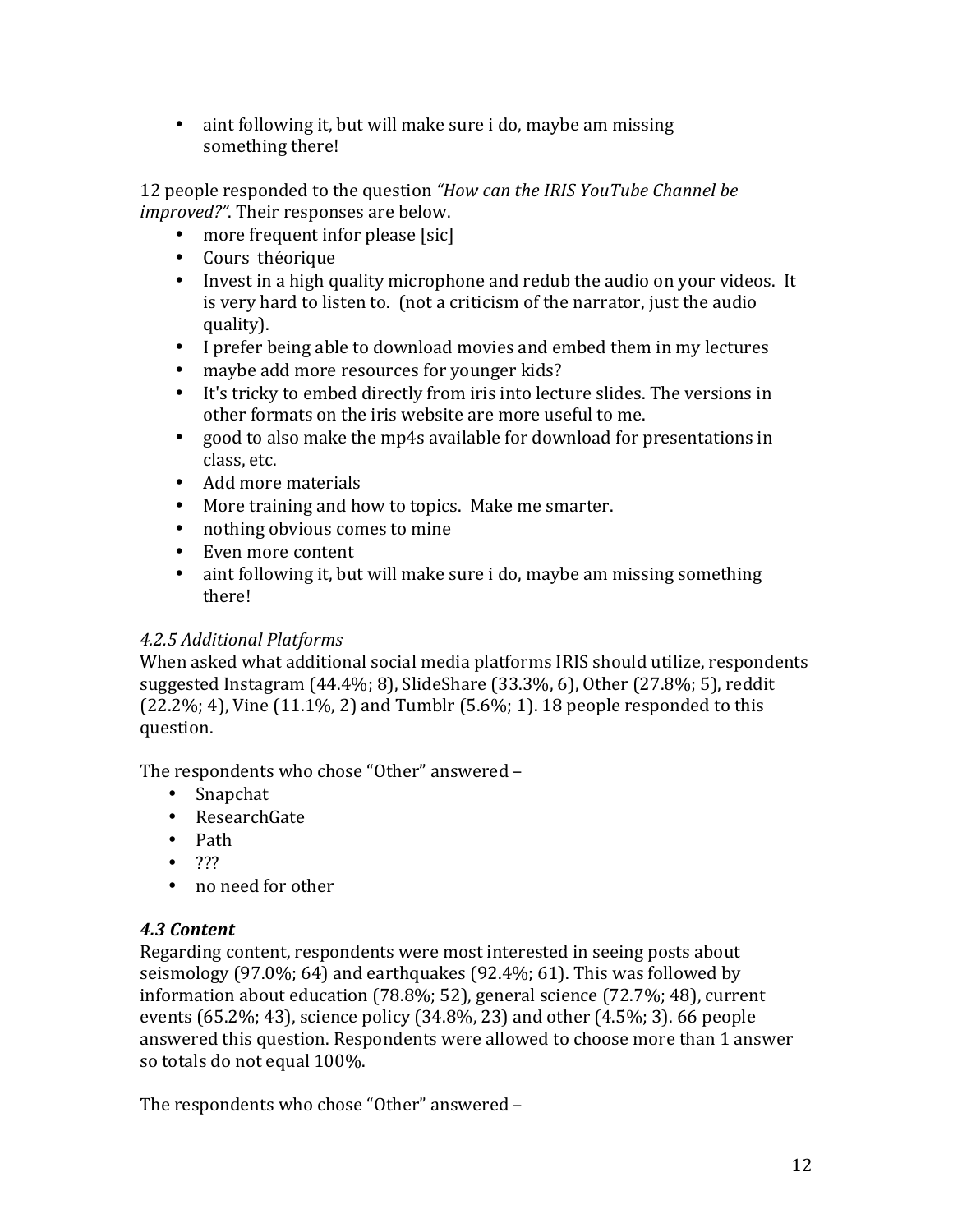- aint following it, but will make sure i do, maybe am missing something there!

12 people responded to the question *"How can the IRIS YouTube Channel be improved?"*. Their responses are below.

- more frequent infor please [sic]
- Cours théorique
- Invest in a high quality microphone and redub the audio on your videos. It is very hard to listen to. (not a criticism of the narrator, just the audio quality).
- I prefer being able to download movies and embed them in my lectures
- maybe add more resources for younger kids?
- It's tricky to embed directly from iris into lecture slides. The versions in other formats on the iris website are more useful to me.
- good to also make the mp4s available for download for presentations in class, etc.
- Add more materials
- More training and how to topics. Make me smarter.
- nothing obvious comes to mine
- Even more content
- aint following it, but will make sure i do, maybe am missing something there!

*4.2.5 Additional Platforms*

When asked what additional social media platforms IRIS should utilize, respondents suggested Instagram (44.4%; 8), SlideShare (33.3%, 6), Other (27.8%; 5), reddit (22.2%; 4), Vine (11.1%, 2) and Tumblr (5.6%; 1). 18 people responded to this question.

The respondents who chose "Other" answered –

- Snapchat
- ResearchGate
- Path
- ???
- no need for other

### *4.3 Content*

Regarding content, respondents were most interested in seeing posts about seismology (97.0%; 64) and earthquakes (92.4%; 61). This was followed by information about education (78.8%; 52), general science (72.7%; 48), current events (65.2%; 43), science policy (34.8%, 23) and other (4.5%; 3). 66 people answered this question. Respondents were allowed to choose more than 1 answer so totals do not equal 100%.

The respondents who chose "Other" answered –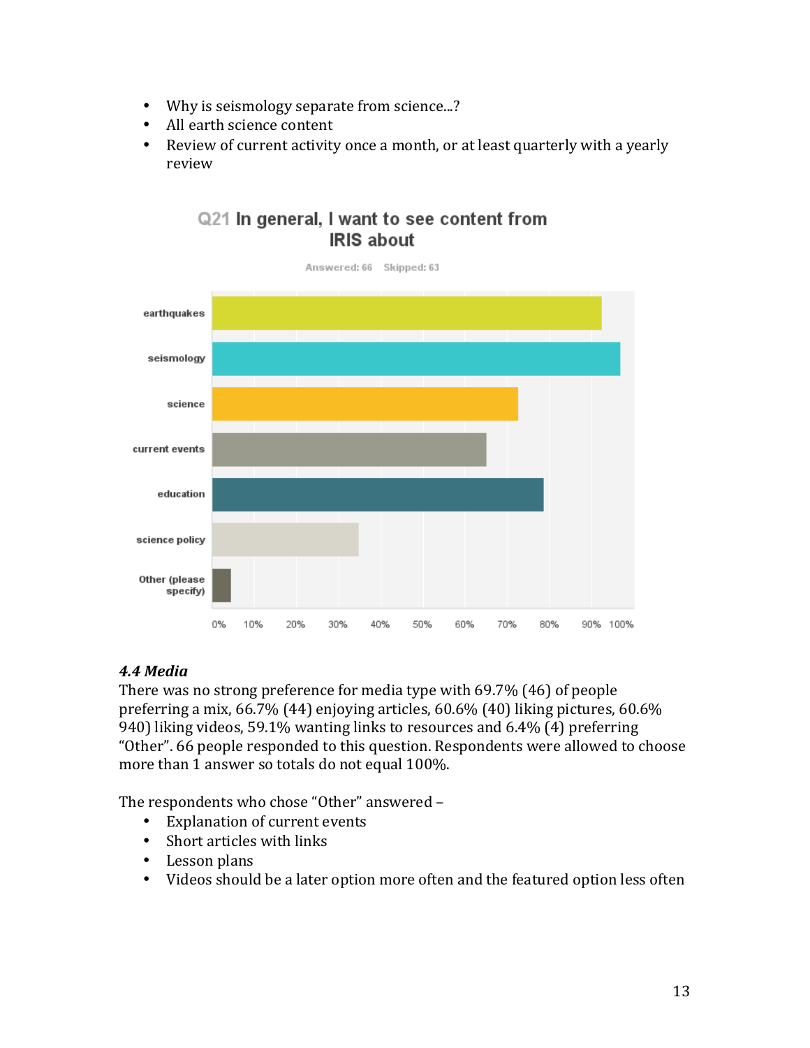- Why is seismology separate from science...?
- All earth science content
- Review of current activity once a month, or at least quarterly with a yearly review

**Q21 In general, I want to see content from IRIS about**

Answered: 66 Skipped: 63

### *4.4 Media*

There was no strong preference for media type with 69.7% (46) of people preferring a mix, 66.7% (44) enjoying articles, 60.6% (40) liking pictures, 60.6% 940) liking videos, 59.1% wanting links to resources and 6.4% (4) preferring "Other". 66 people responded to this question. Respondents were allowed to choose more than 1 answer so totals do not equal 100%.

The respondents who chose "Other" answered –

- Explanation of current events
- Short articles with links
- Lesson plans
- Videos should be a later option more often and the featured option less often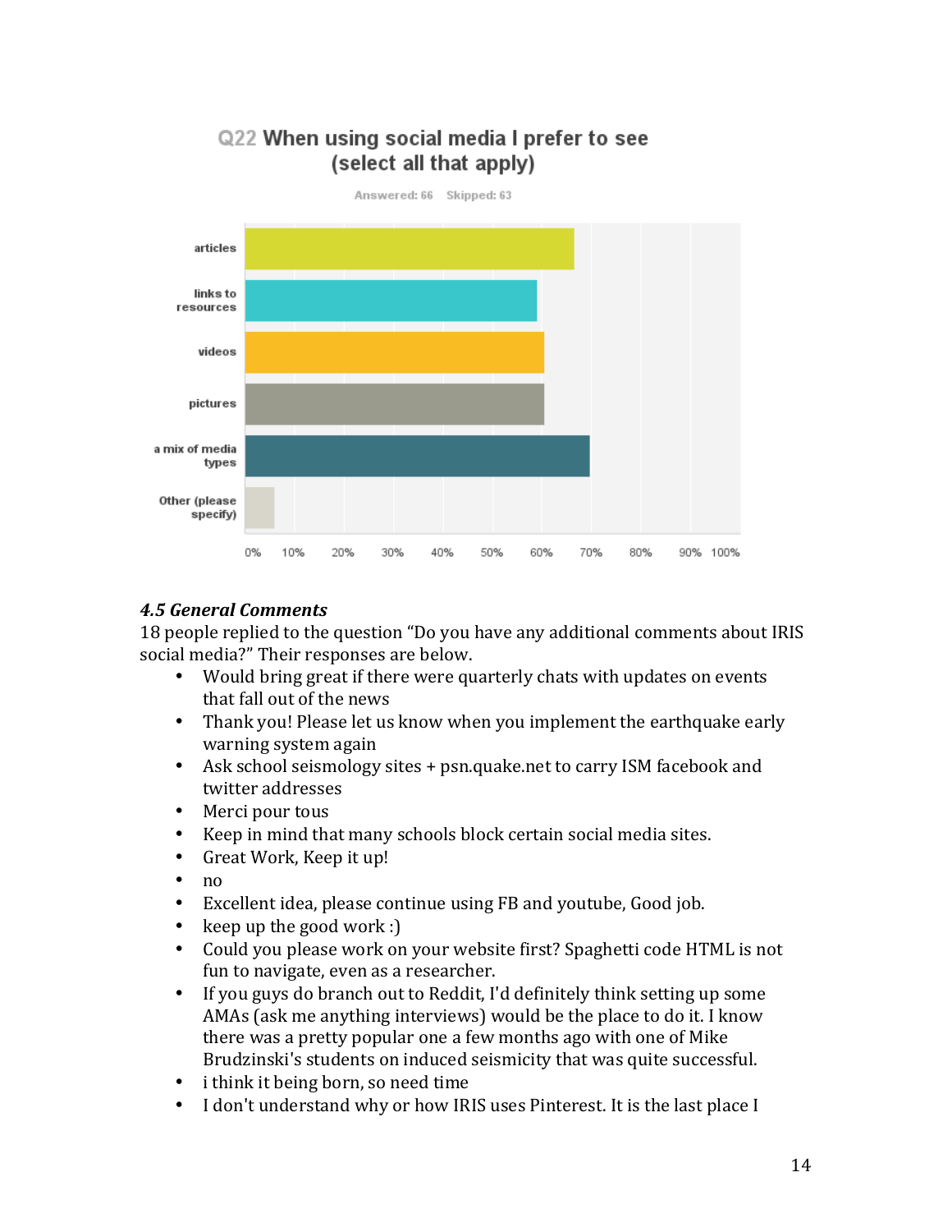**Q22 When using social media I prefer to see (select all that apply)**

Answered: 66 Skipped: 63

| Option | |
|---|---|
| articles | |
| links to resources | |
| videos | |
| pictures | |
| a mix of media types | |
| Other (please specify) | |

0% 10% 20% 30% 40% 50% 60% 70% 80% 90% 100%

### *4.5 General Comments*

18 people replied to the question "Do you have any additional comments about IRIS social media?" Their responses are below.

- Would bring great if there were quarterly chats with updates on events that fall out of the news
- Thank you! Please let us know when you implement the earthquake early warning system again
- Ask school seismology sites + psn.quake.net to carry ISM facebook and twitter addresses
- Merci pour tous
- Keep in mind that many schools block certain social media sites.
- Great Work, Keep it up!
- no
- Excellent idea, please continue using FB and youtube, Good job.
- keep up the good work :)
- Could you please work on your website first? Spaghetti code HTML is not fun to navigate, even as a researcher.
- If you guys do branch out to Reddit, I'd definitely think setting up some AMAs (ask me anything interviews) would be the place to do it. I know there was a pretty popular one a few months ago with one of Mike Brudzinski's students on induced seismicity that was quite successful.
- i think it being born, so need time
- I don't understand why or how IRIS uses Pinterest. It is the last place I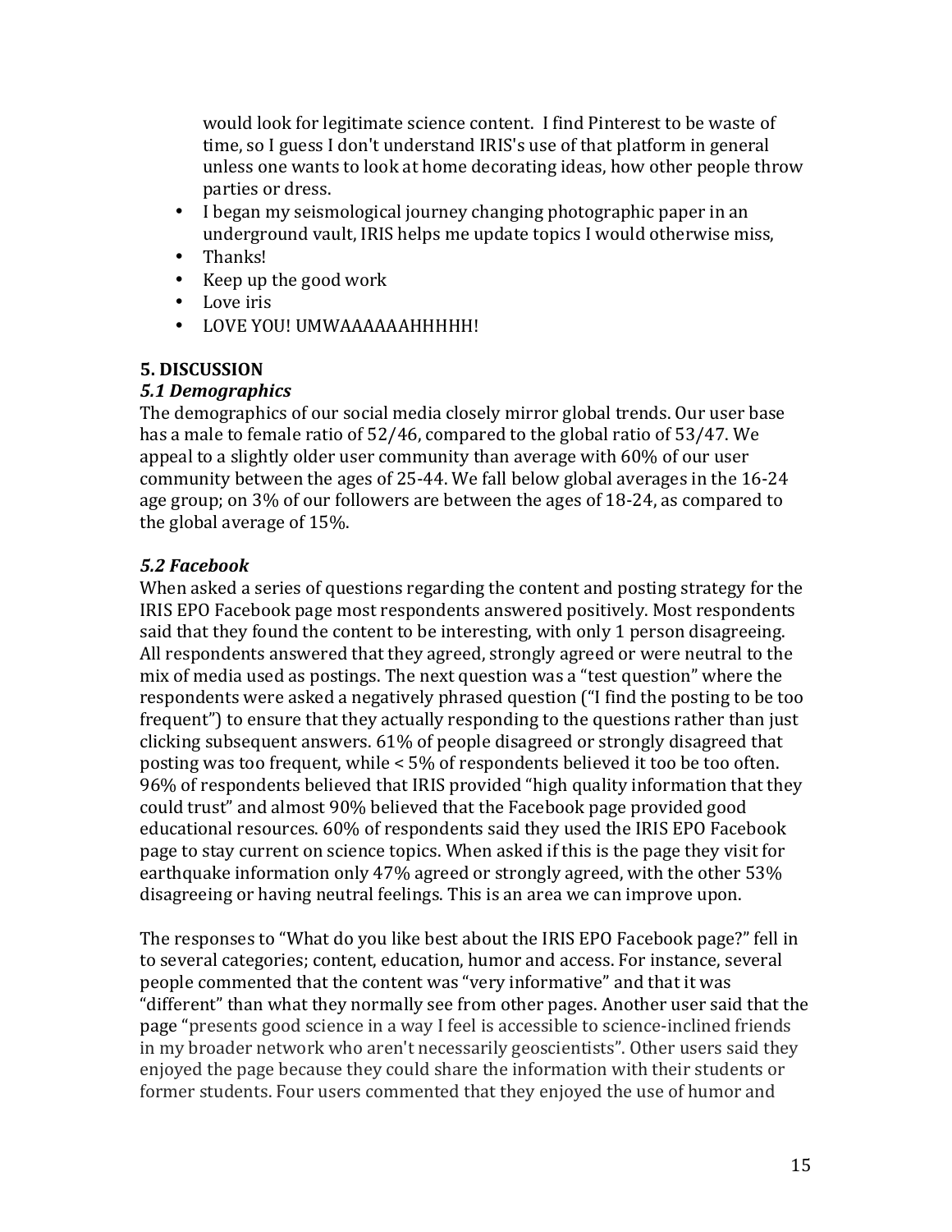would look for legitimate science content. I find Pinterest to be waste of time, so I guess I don't understand IRIS's use of that platform in general unless one wants to look at home decorating ideas, how other people throw parties or dress.

- I began my seismological journey changing photographic paper in an underground vault, IRIS helps me update topics I would otherwise miss,
- Thanks!
- Keep up the good work
- Love iris
- LOVE YOU! UMWAAAAAAAHHHHH!

## 5. DISCUSSION

### *5.1 Demographics*

The demographics of our social media closely mirror global trends. Our user base has a male to female ratio of 52/46, compared to the global ratio of 53/47. We appeal to a slightly older user community than average with 60% of our user community between the ages of 25-44. We fall below global averages in the 16-24 age group; on 3% of our followers are between the ages of 18-24, as compared to the global average of 15%.

### *5.2 Facebook*

When asked a series of questions regarding the content and posting strategy for the IRIS EPO Facebook page most respondents answered positively. Most respondents said that they found the content to be interesting, with only 1 person disagreeing. All respondents answered that they agreed, strongly agreed or were neutral to the mix of media used as postings. The next question was a "test question" where the respondents were asked a negatively phrased question ("I find the posting to be too frequent") to ensure that they actually responding to the questions rather than just clicking subsequent answers. 61% of people disagreed or strongly disagreed that posting was too frequent, while < 5% of respondents believed it too be too often. 96% of respondents believed that IRIS provided "high quality information that they could trust" and almost 90% believed that the Facebook page provided good educational resources. 60% of respondents said they used the IRIS EPO Facebook page to stay current on science topics. When asked if this is the page they visit for earthquake information only 47% agreed or strongly agreed, with the other 53% disagreeing or having neutral feelings. This is an area we can improve upon.

The responses to "What do you like best about the IRIS EPO Facebook page?" fell in to several categories; content, education, humor and access. For instance, several people commented that the content was "very informative" and that it was "different" than what they normally see from other pages. Another user said that the page "presents good science in a way I feel is accessible to science-inclined friends in my broader network who aren't necessarily geoscientists". Other users said they enjoyed the page because they could share the information with their students or former students. Four users commented that they enjoyed the use of humor and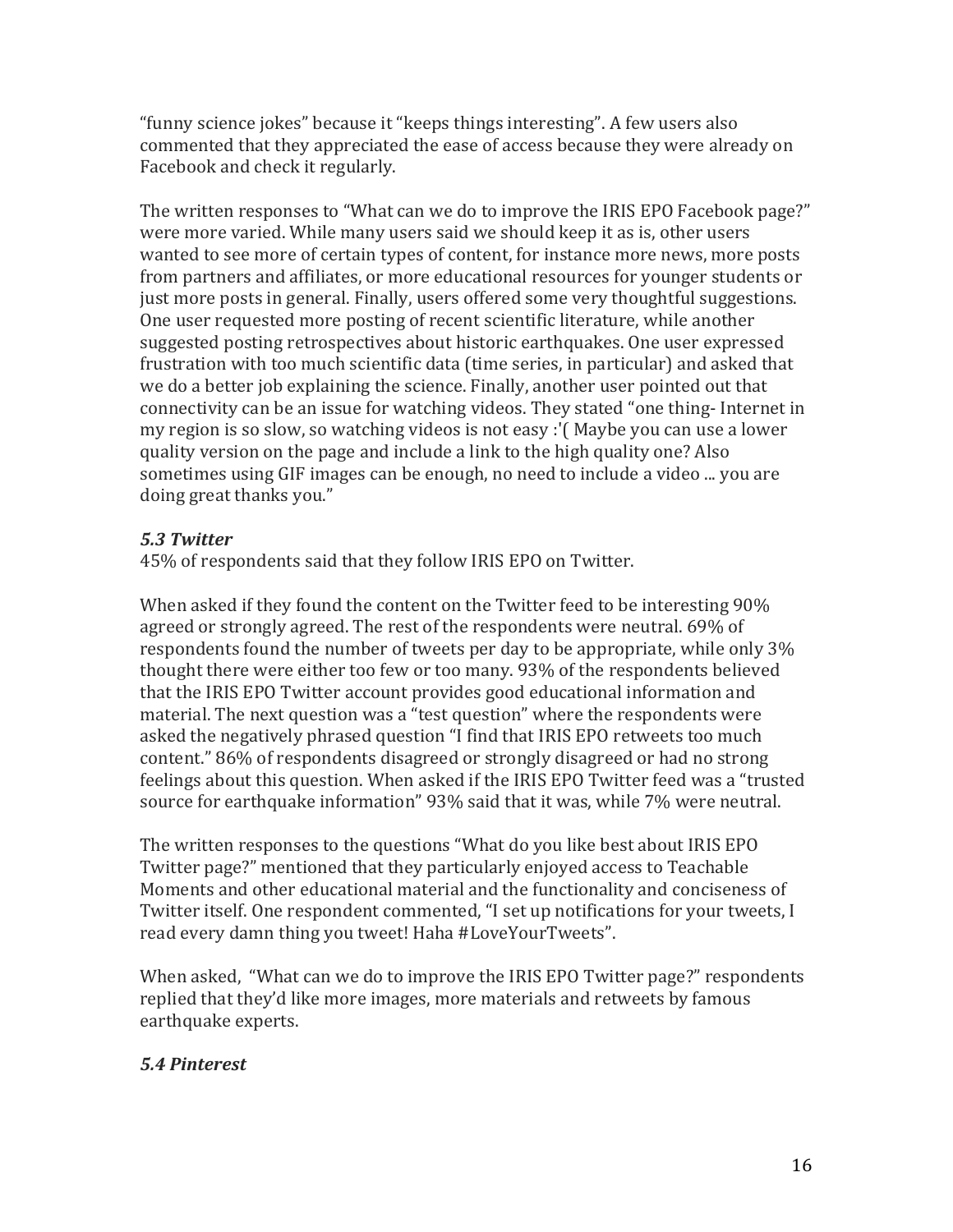"funny science jokes" because it "keeps things interesting". A few users also commented that they appreciated the ease of access because they were already on Facebook and check it regularly.

The written responses to "What can we do to improve the IRIS EPO Facebook page?" were more varied. While many users said we should keep it as is, other users wanted to see more of certain types of content, for instance more news, more posts from partners and affiliates, or more educational resources for younger students or just more posts in general. Finally, users offered some very thoughtful suggestions. One user requested more posting of recent scientific literature, while another suggested posting retrospectives about historic earthquakes. One user expressed frustration with too much scientific data (time series, in particular) and asked that we do a better job explaining the science. Finally, another user pointed out that connectivity can be an issue for watching videos. They stated "one thing- Internet in my region is so slow, so watching videos is not easy :'( Maybe you can use a lower quality version on the page and include a link to the high quality one? Also sometimes using GIF images can be enough, no need to include a video ... you are doing great thanks you."

### *5.3 Twitter*

45% of respondents said that they follow IRIS EPO on Twitter.

When asked if they found the content on the Twitter feed to be interesting 90% agreed or strongly agreed. The rest of the respondents were neutral. 69% of respondents found the number of tweets per day to be appropriate, while only 3% thought there were either too few or too many. 93% of the respondents believed that the IRIS EPO Twitter account provides good educational information and material. The next question was a "test question" where the respondents were asked the negatively phrased question "I find that IRIS EPO retweets too much content." 86% of respondents disagreed or strongly disagreed or had no strong feelings about this question. When asked if the IRIS EPO Twitter feed was a "trusted source for earthquake information" 93% said that it was, while 7% were neutral.

The written responses to the questions "What do you like best about IRIS EPO Twitter page?" mentioned that they particularly enjoyed access to Teachable Moments and other educational material and the functionality and conciseness of Twitter itself. One respondent commented, "I set up notifications for your tweets, I read every damn thing you tweet! Haha #LoveYourTweets".

When asked, "What can we do to improve the IRIS EPO Twitter page?" respondents replied that they'd like more images, more materials and retweets by famous earthquake experts.

### *5.4 Pinterest*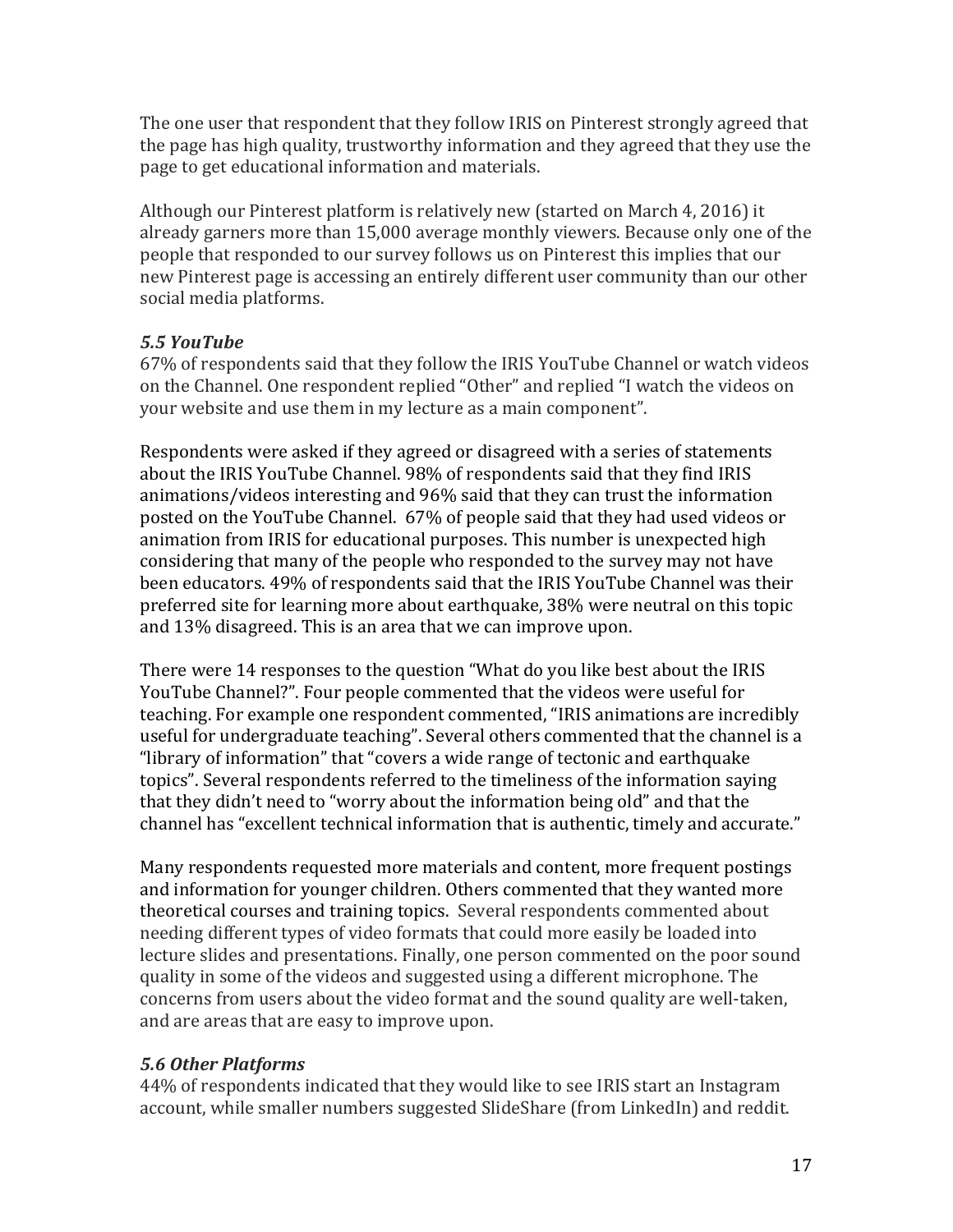The one user that respondent that they follow IRIS on Pinterest strongly agreed that the page has high quality, trustworthy information and they agreed that they use the page to get educational information and materials.

Although our Pinterest platform is relatively new (started on March 4, 2016) it already garners more than 15,000 average monthly viewers. Because only one of the people that responded to our survey follows us on Pinterest this implies that our new Pinterest page is accessing an entirely different user community than our other social media platforms.

### *5.5 YouTube*

67% of respondents said that they follow the IRIS YouTube Channel or watch videos on the Channel. One respondent replied "Other" and replied "I watch the videos on your website and use them in my lecture as a main component".

Respondents were asked if they agreed or disagreed with a series of statements about the IRIS YouTube Channel. 98% of respondents said that they find IRIS animations/videos interesting and 96% said that they can trust the information posted on the YouTube Channel. 67% of people said that they had used videos or animation from IRIS for educational purposes. This number is unexpected high considering that many of the people who responded to the survey may not have been educators. 49% of respondents said that the IRIS YouTube Channel was their preferred site for learning more about earthquake, 38% were neutral on this topic and 13% disagreed. This is an area that we can improve upon.

There were 14 responses to the question "What do you like best about the IRIS YouTube Channel?". Four people commented that the videos were useful for teaching. For example one respondent commented, "IRIS animations are incredibly useful for undergraduate teaching". Several others commented that the channel is a "library of information" that "covers a wide range of tectonic and earthquake topics". Several respondents referred to the timeliness of the information saying that they didn't need to "worry about the information being old" and that the channel has "excellent technical information that is authentic, timely and accurate."

Many respondents requested more materials and content, more frequent postings and information for younger children. Others commented that they wanted more theoretical courses and training topics. Several respondents commented about needing different types of video formats that could more easily be loaded into lecture slides and presentations. Finally, one person commented on the poor sound quality in some of the videos and suggested using a different microphone. The concerns from users about the video format and the sound quality are well-taken, and are areas that are easy to improve upon.

### *5.6 Other Platforms*

44% of respondents indicated that they would like to see IRIS start an Instagram account, while smaller numbers suggested SlideShare (from LinkedIn) and reddit.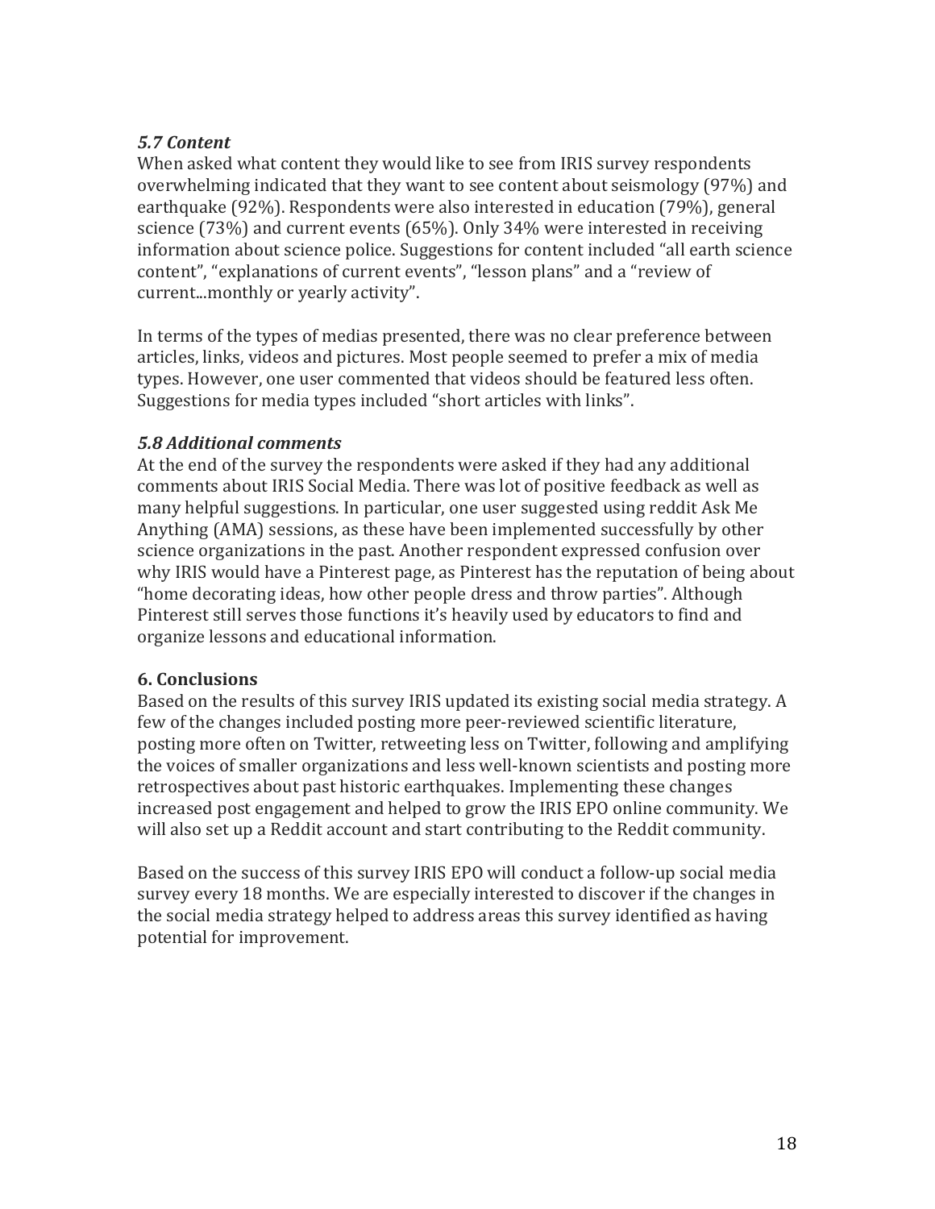### *5.7 Content*

When asked what content they would like to see from IRIS survey respondents overwhelming indicated that they want to see content about seismology (97%) and earthquake (92%). Respondents were also interested in education (79%), general science (73%) and current events (65%). Only 34% were interested in receiving information about science police. Suggestions for content included "all earth science content", "explanations of current events", "lesson plans" and a "review of current...monthly or yearly activity".

In terms of the types of medias presented, there was no clear preference between articles, links, videos and pictures. Most people seemed to prefer a mix of media types. However, one user commented that videos should be featured less often. Suggestions for media types included "short articles with links".

### *5.8 Additional comments*

At the end of the survey the respondents were asked if they had any additional comments about IRIS Social Media. There was lot of positive feedback as well as many helpful suggestions. In particular, one user suggested using reddit Ask Me Anything (AMA) sessions, as these have been implemented successfully by other science organizations in the past. Another respondent expressed confusion over why IRIS would have a Pinterest page, as Pinterest has the reputation of being about "home decorating ideas, how other people dress and throw parties". Although Pinterest still serves those functions it's heavily used by educators to find and organize lessons and educational information.

## 6. Conclusions

Based on the results of this survey IRIS updated its existing social media strategy. A few of the changes included posting more peer-reviewed scientific literature, posting more often on Twitter, retweeting less on Twitter, following and amplifying the voices of smaller organizations and less well-known scientists and posting more retrospectives about past historic earthquakes. Implementing these changes increased post engagement and helped to grow the IRIS EPO online community. We will also set up a Reddit account and start contributing to the Reddit community.

Based on the success of this survey IRIS EPO will conduct a follow-up social media survey every 18 months. We are especially interested to discover if the changes in the social media strategy helped to address areas this survey identified as having potential for improvement.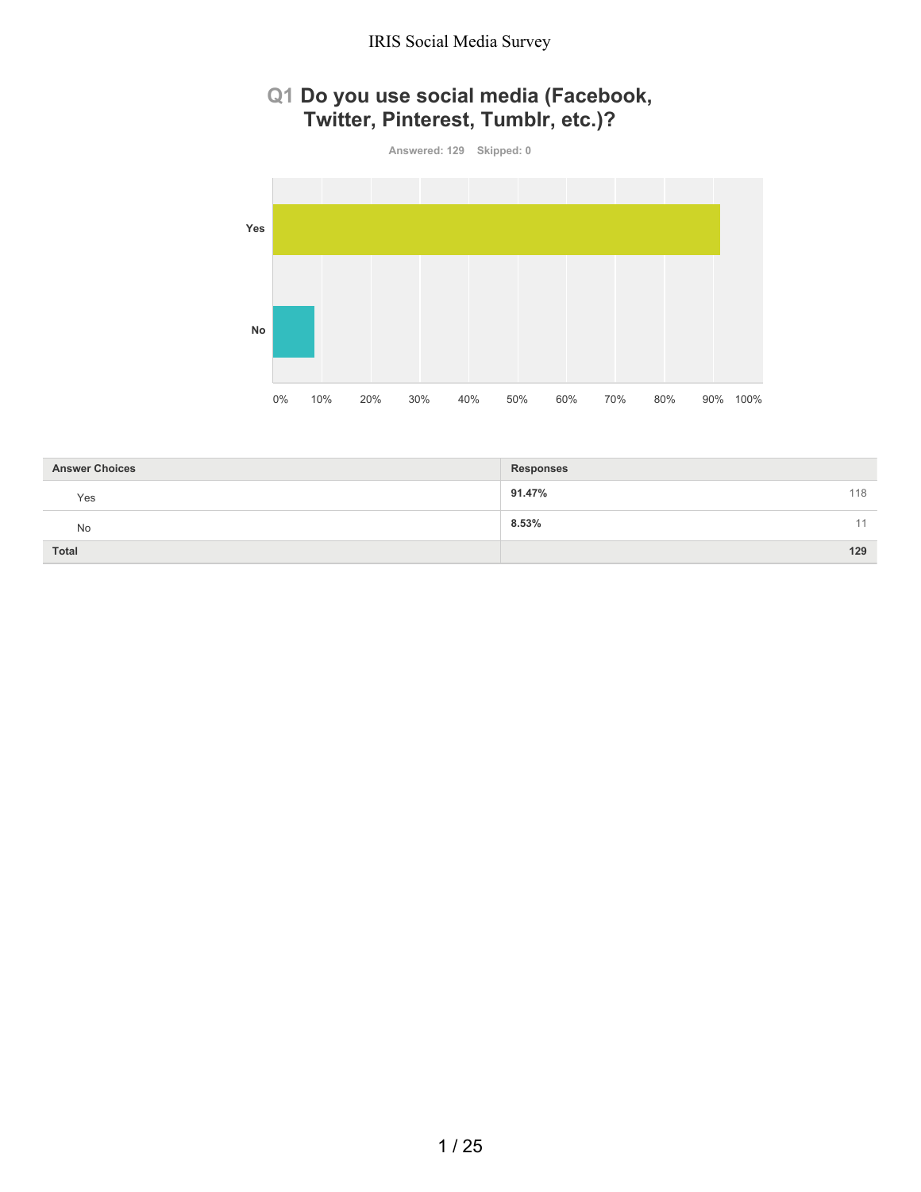## Q1 Do you use social media (Facebook, Twitter, Pinterest, Tumblr, etc.)?

Answered: 129 Skipped: 0

| Answer Choices | Responses | |
|---|---|---|
| Yes | **91.47%** | 118 |
| No | **8.53%** | 11 |
| **Total** | | **129** |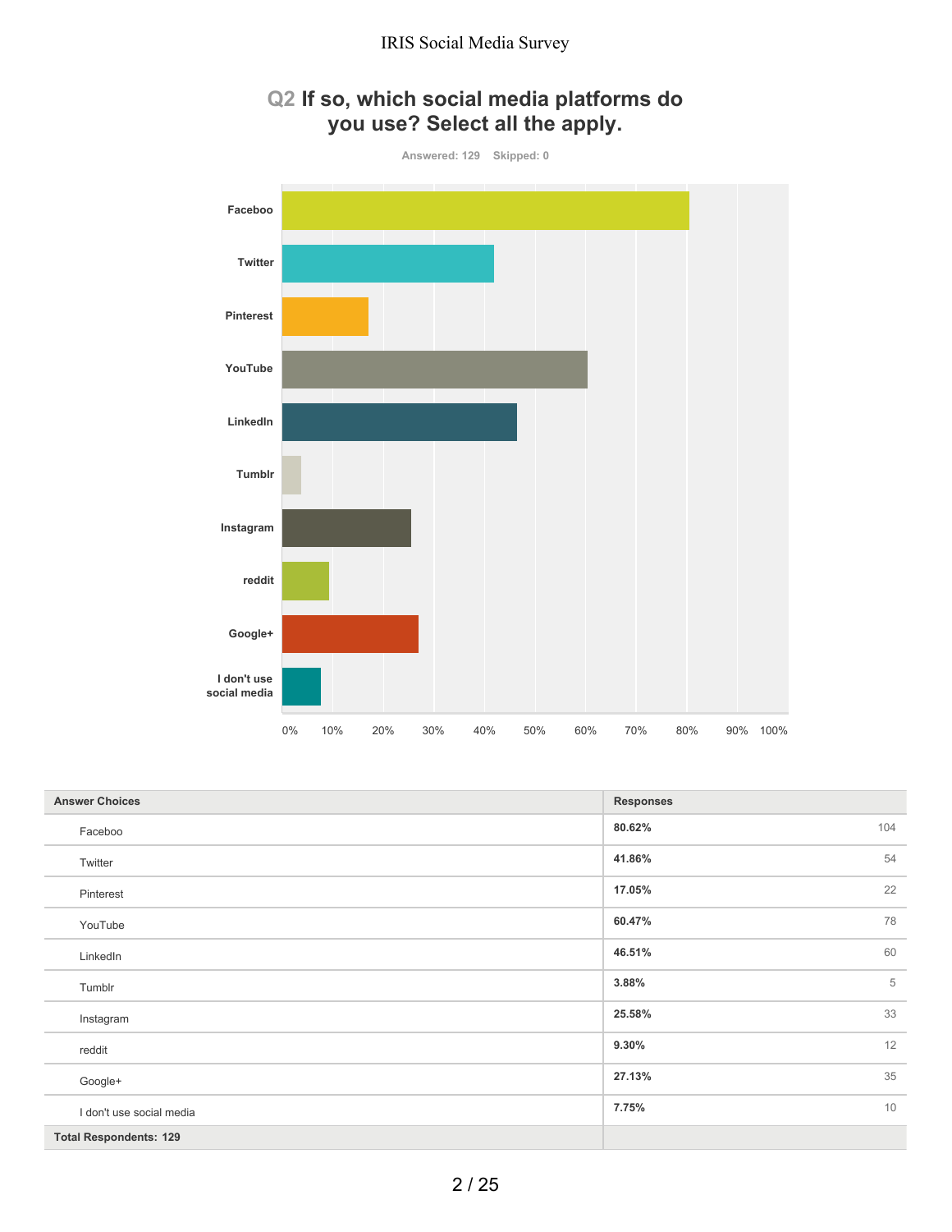## Q2 If so, which social media platforms do you use? Select all the apply.

Answered: 129    Skipped: 0

| Answer Choices | Responses | |
|---|---|---|
| Faceboo | 80.62% | 104 |
| Twitter | 41.86% | 54 |
| Pinterest | 17.05% | 22 |
| YouTube | 60.47% | 78 |
| LinkedIn | 46.51% | 60 |
| Tumblr | 3.88% | 5 |
| Instagram | 25.58% | 33 |
| reddit | 9.30% | 12 |
| Google+ | 27.13% | 35 |
| I don't use social media | 7.75% | 10 |
| **Total Respondents: 129** | | |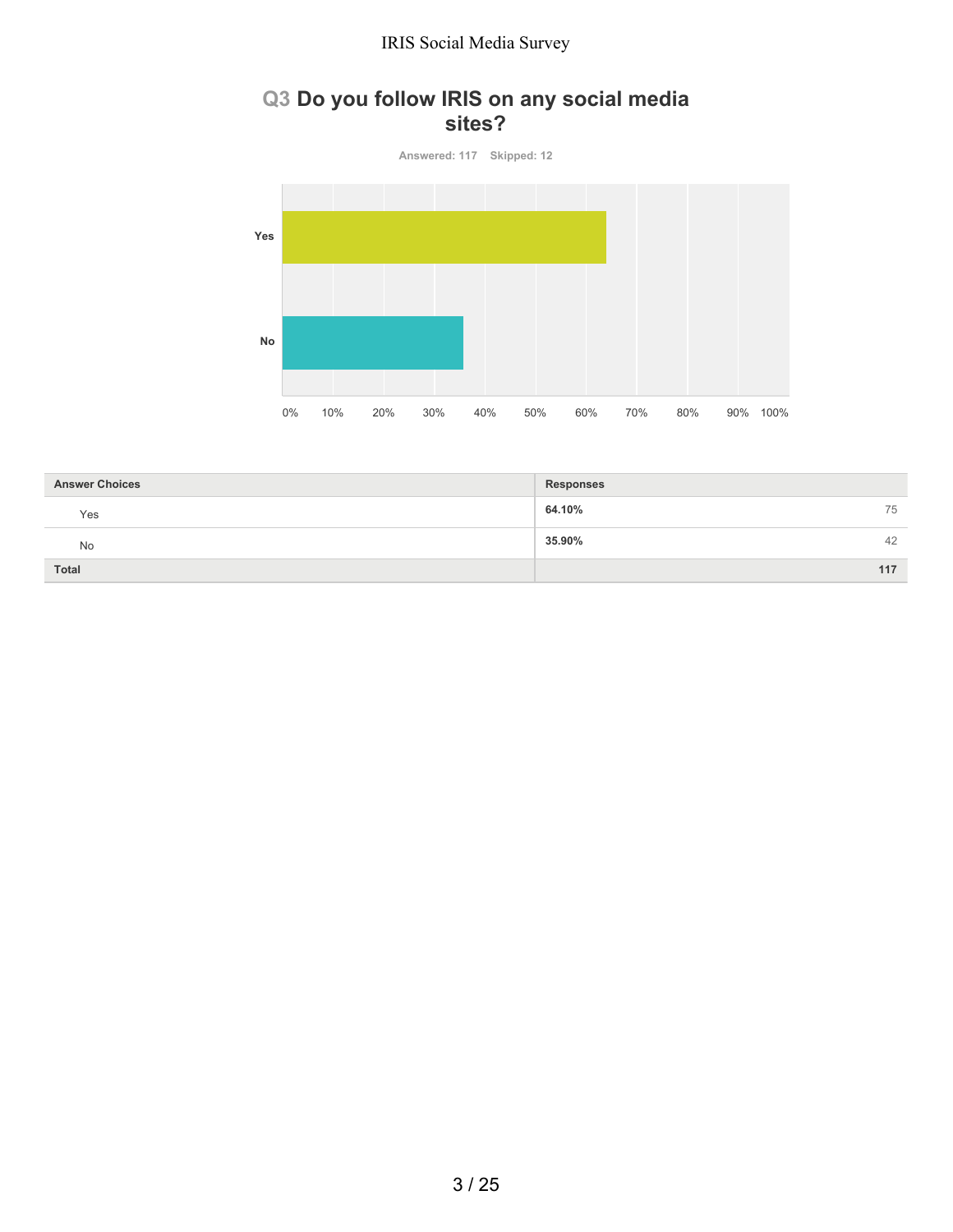## Q3 Do you follow IRIS on any social media sites?

Answered: 117 Skipped: 12

| Answer Choices | Responses | |
|---|---|---|
| Yes | 64.10% | 75 |
| No | 35.90% | 42 |
| Total | | 117 |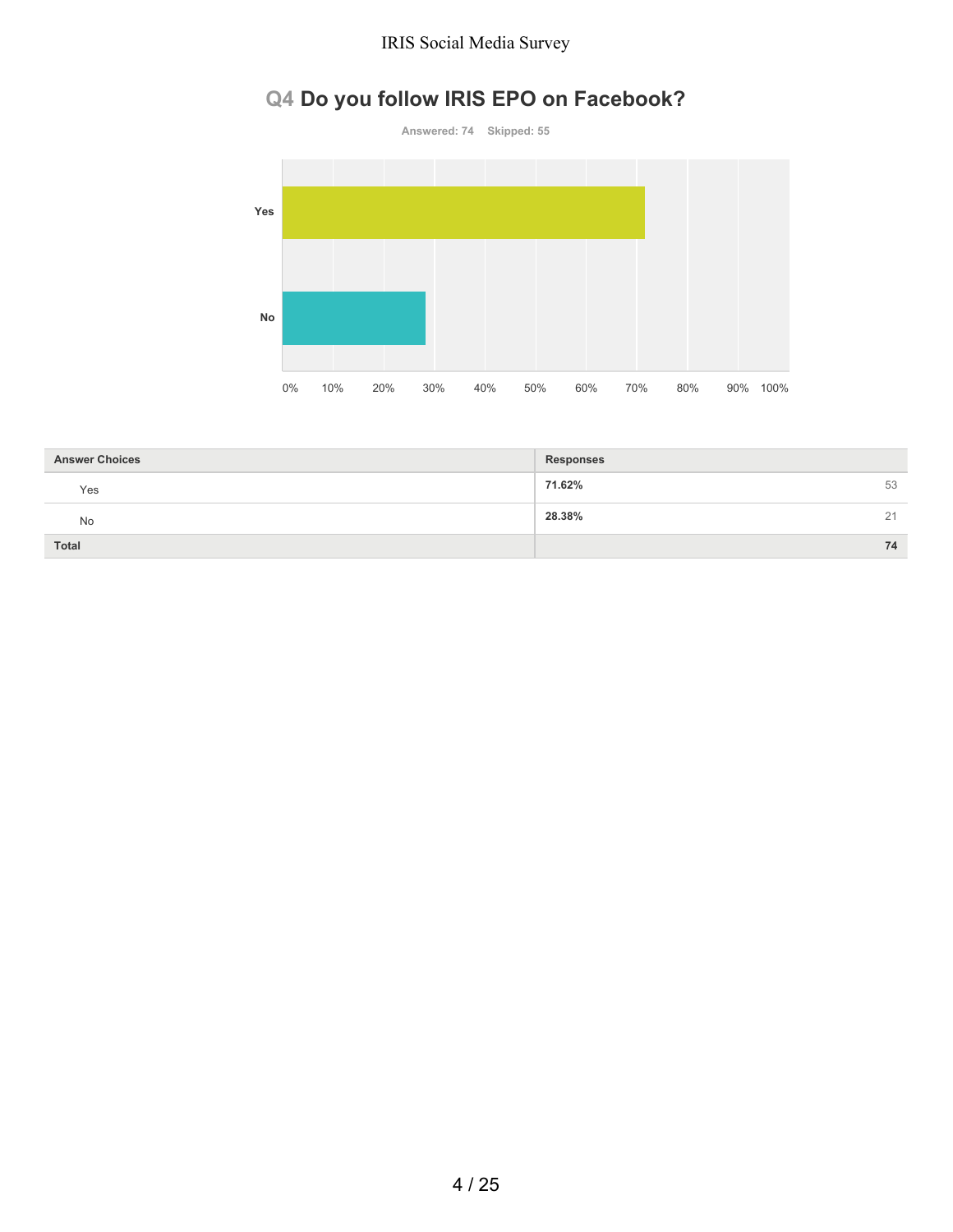# Q4 Do you follow IRIS EPO on Facebook?

Answered: 74 Skipped: 55

| Answer Choices | Responses | |
|---|---|---|
| Yes | 71.62% | 53 |
| No | 28.38% | 21 |
| Total | | 74 |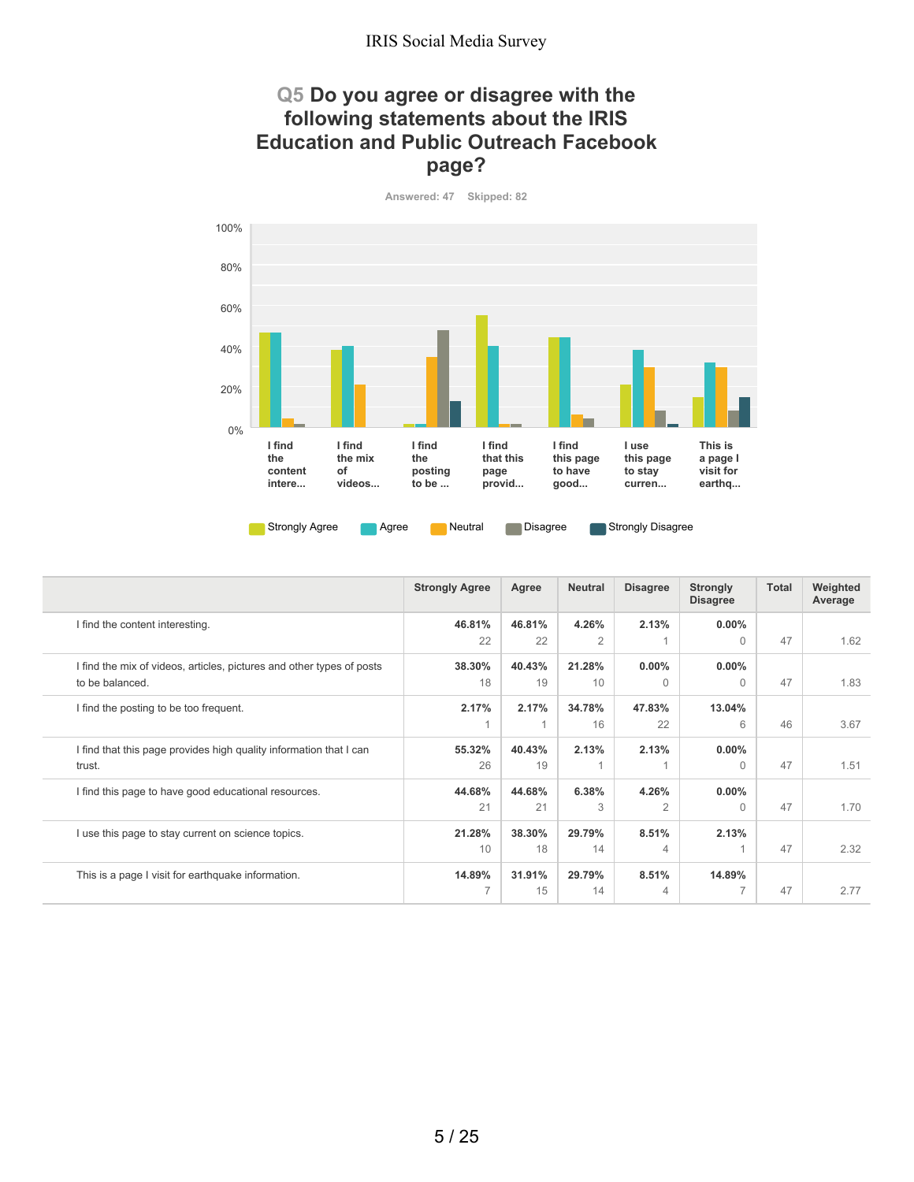# Q5 Do you agree or disagree with the following statements about the IRIS Education and Public Outreach Facebook page?

Answered: 47 Skipped: 82

| | Strongly Agree | Agree | Neutral | Disagree | Strongly Disagree | Total | Weighted Average |
|---|---|---|---|---|---|---|---|
| I find the content interesting. | 46.81% 22 | 46.81% 22 | 4.26% 2 | 2.13% 1 | 0.00% 0 | 47 | 1.62 |
| I find the mix of videos, articles, pictures and other types of posts to be balanced. | 38.30% 18 | 40.43% 19 | 21.28% 10 | 0.00% 0 | 0.00% 0 | 47 | 1.83 |
| I find the posting to be too frequent. | 2.17% 1 | 2.17% 1 | 34.78% 16 | 47.83% 22 | 13.04% 6 | 46 | 3.67 |
| I find that this page provides high quality information that I can trust. | 55.32% 26 | 40.43% 19 | 2.13% 1 | 2.13% 1 | 0.00% 0 | 47 | 1.51 |
| I find this page to have good educational resources. | 44.68% 21 | 44.68% 21 | 6.38% 3 | 4.26% 2 | 0.00% 0 | 47 | 1.70 |
| I use this page to stay current on science topics. | 21.28% 10 | 38.30% 18 | 29.79% 14 | 8.51% 4 | 2.13% 1 | 47 | 2.32 |
| This is a page I visit for earthquake information. | 14.89% 7 | 31.91% 15 | 29.79% 14 | 8.51% 4 | 14.89% 7 | 47 | 2.77 |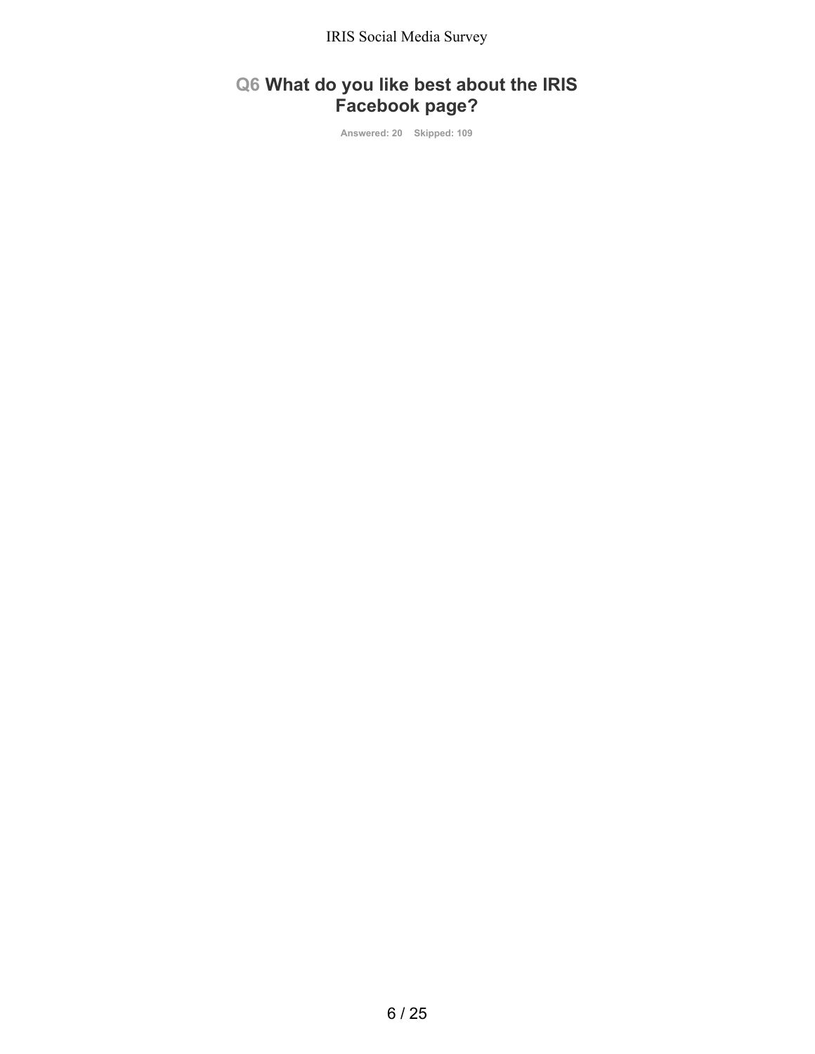## Q6 What do you like best about the IRIS Facebook page?

Answered: 20 Skipped: 109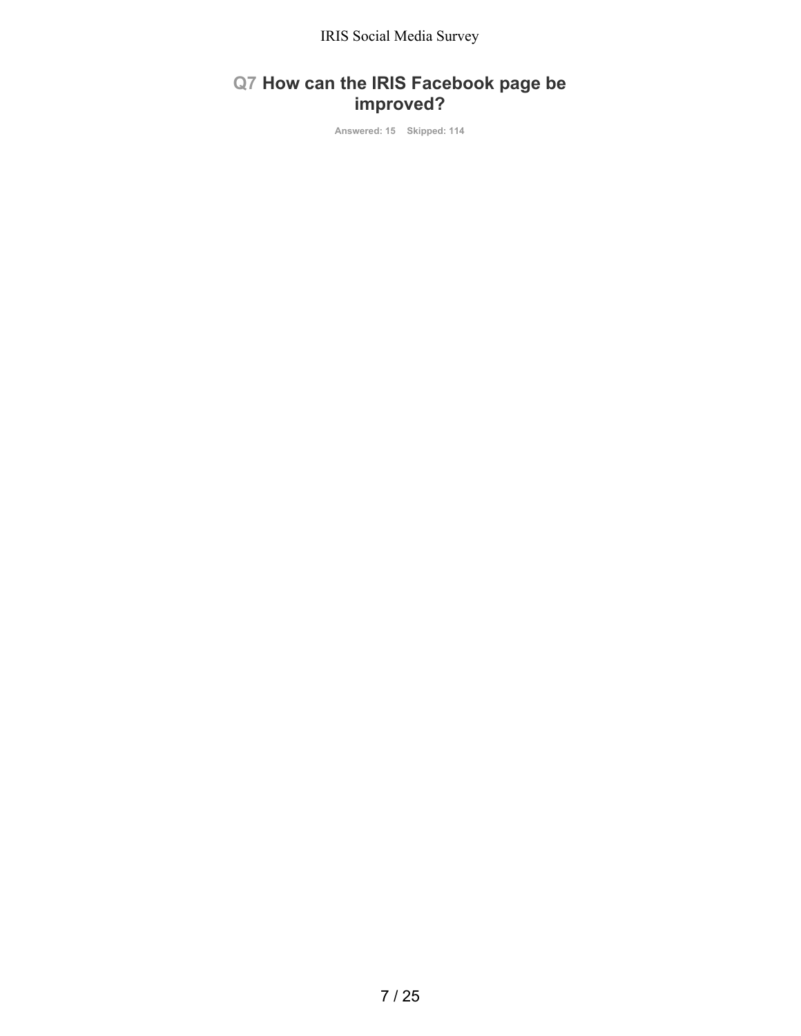## Q7 How can the IRIS Facebook page be improved?

**Answered: 15    Skipped: 114**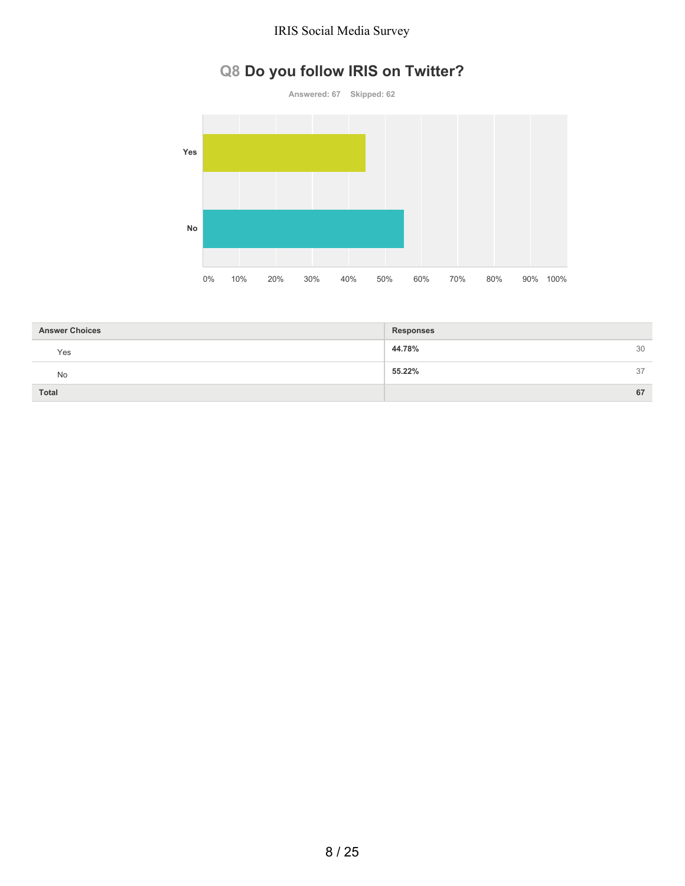## Q8 Do you follow IRIS on Twitter?

Answered: 67 Skipped: 62

| Answer Choices | Responses | |
|---|---|---|
| Yes | 44.78% | 30 |
| No | 55.22% | 37 |
| Total | | 67 |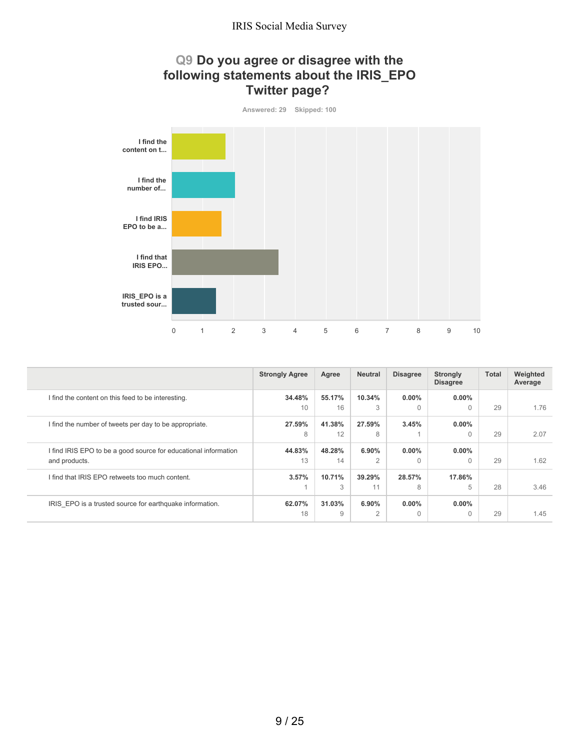## Q9 Do you agree or disagree with the following statements about the IRIS_EPO Twitter page?

Answered: 29 Skipped: 100

| | Strongly Agree | Agree | Neutral | Disagree | Strongly Disagree | Total | Weighted Average |
|---|---|---|---|---|---|---|---|
| I find the content on this feed to be interesting. | 34.48% 10 | 55.17% 16 | 10.34% 3 | 0.00% 0 | 0.00% 0 | 29 | 1.76 |
| I find the number of tweets per day to be appropriate. | 27.59% 8 | 41.38% 12 | 27.59% 8 | 3.45% 1 | 0.00% 0 | 29 | 2.07 |
| I find IRIS EPO to be a good source for educational information and products. | 44.83% 13 | 48.28% 14 | 6.90% 2 | 0.00% 0 | 0.00% 0 | 29 | 1.62 |
| I find that IRIS EPO retweets too much content. | 3.57% 1 | 10.71% 3 | 39.29% 11 | 28.57% 8 | 17.86% 5 | 28 | 3.46 |
| IRIS_EPO is a trusted source for earthquake information. | 62.07% 18 | 31.03% 9 | 6.90% 2 | 0.00% 0 | 0.00% 0 | 29 | 1.45 |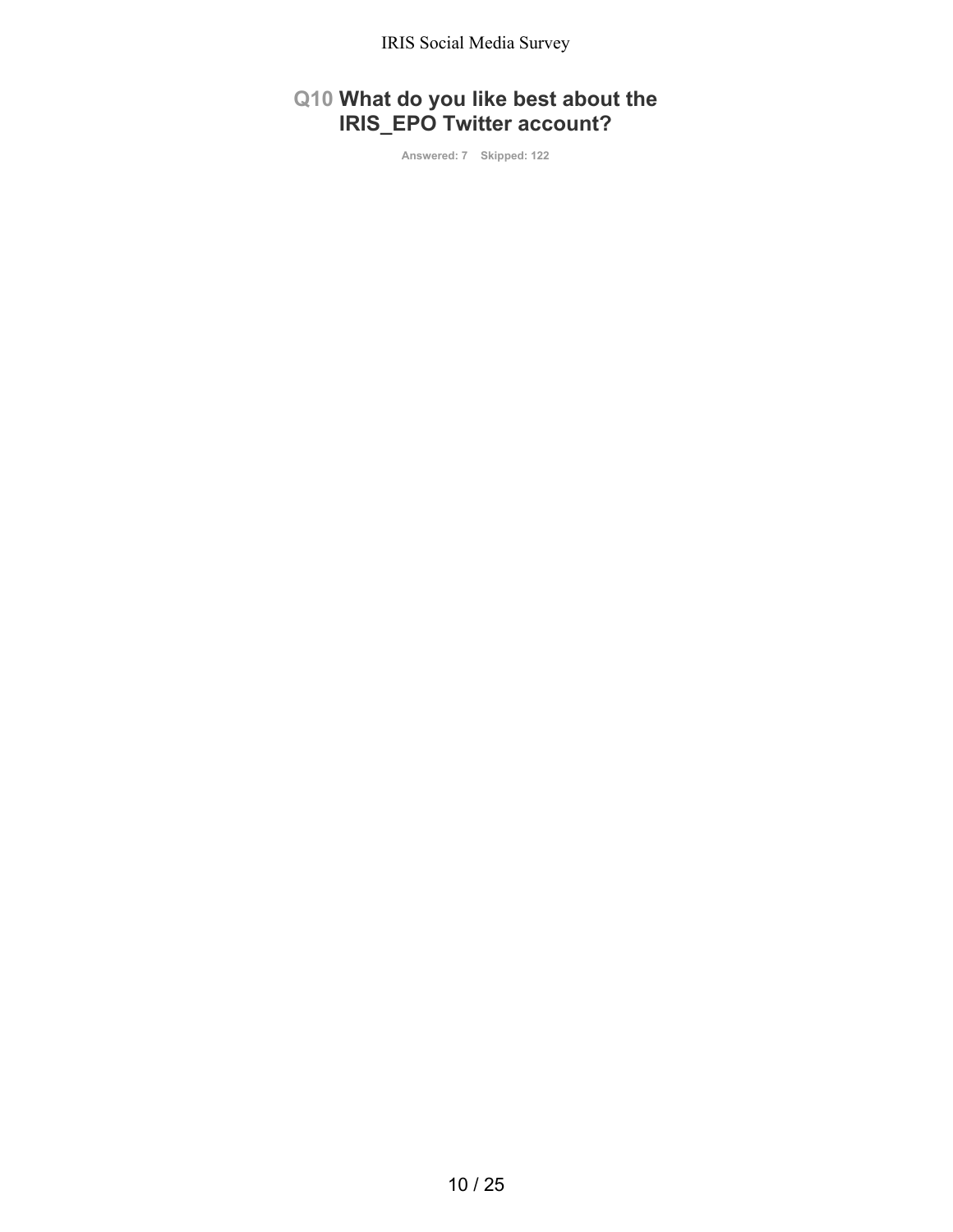## Q10 What do you like best about the IRIS_EPO Twitter account?

Answered: 7 Skipped: 122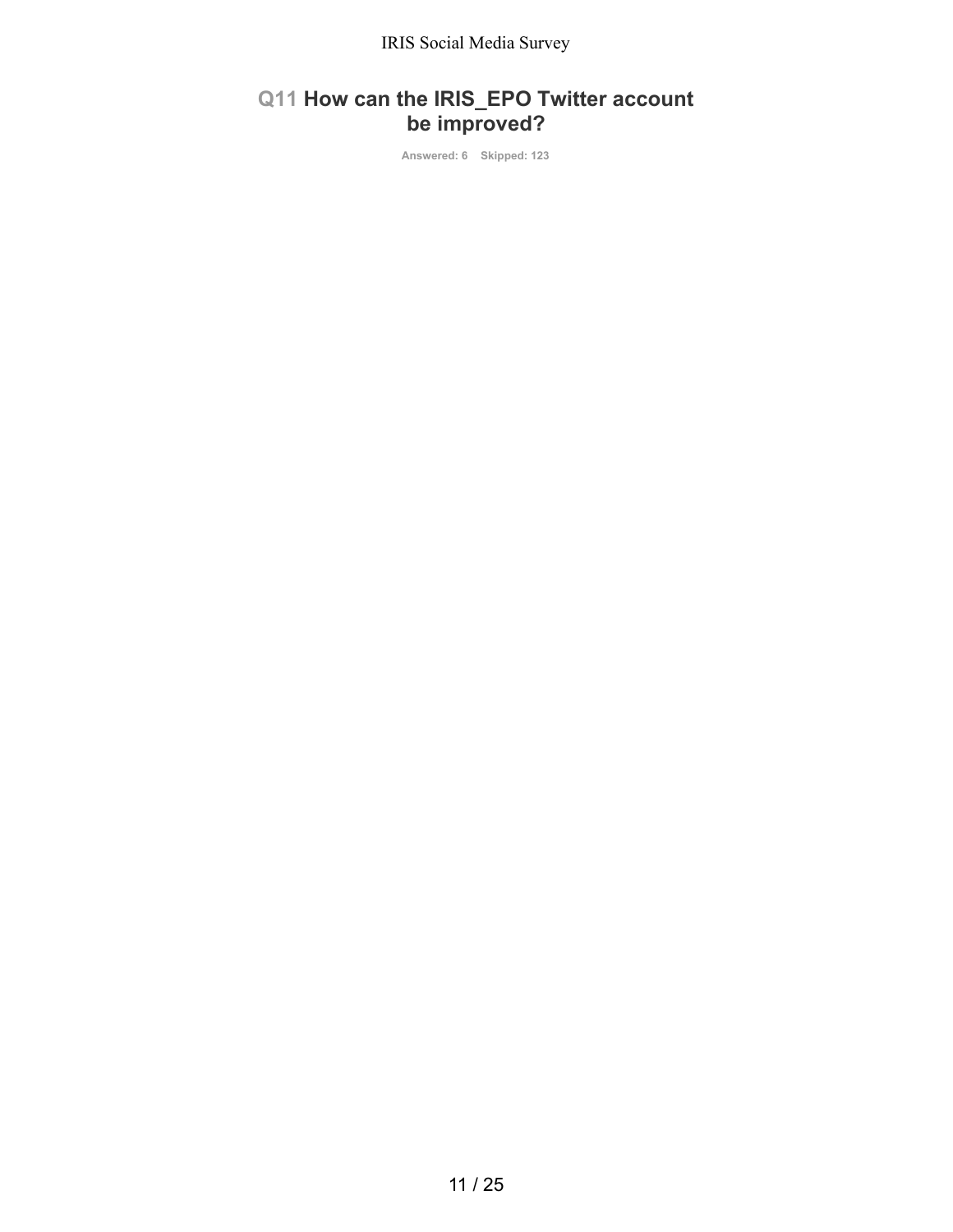## Q11 How can the IRIS_EPO Twitter account be improved?

Answered: 6 Skipped: 123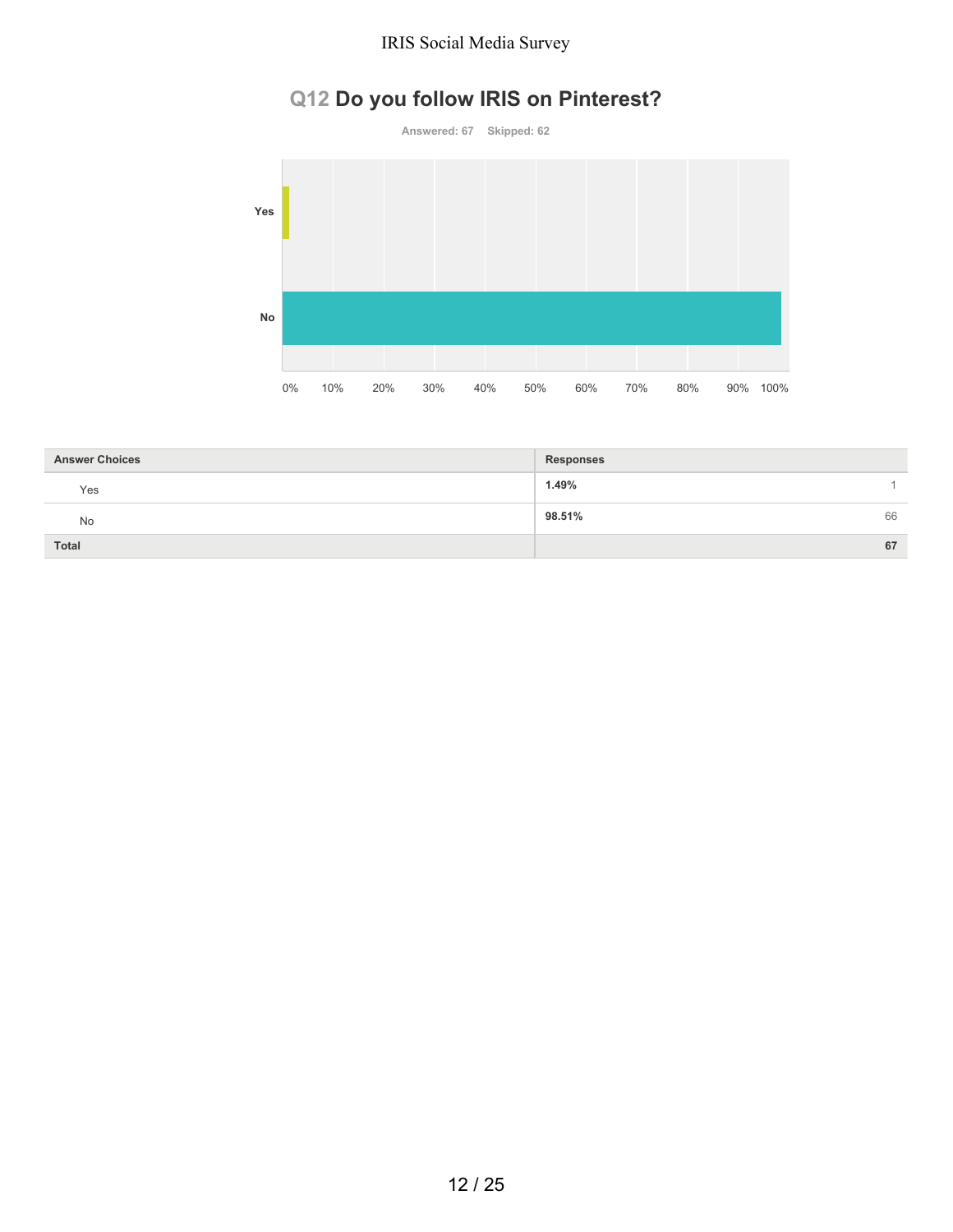## Q12 Do you follow IRIS on Pinterest?

Answered: 67 Skipped: 62

| Answer Choices | Responses | |
|---|---|---|
| Yes | 1.49% | 1 |
| No | 98.51% | 66 |
| Total | | 67 |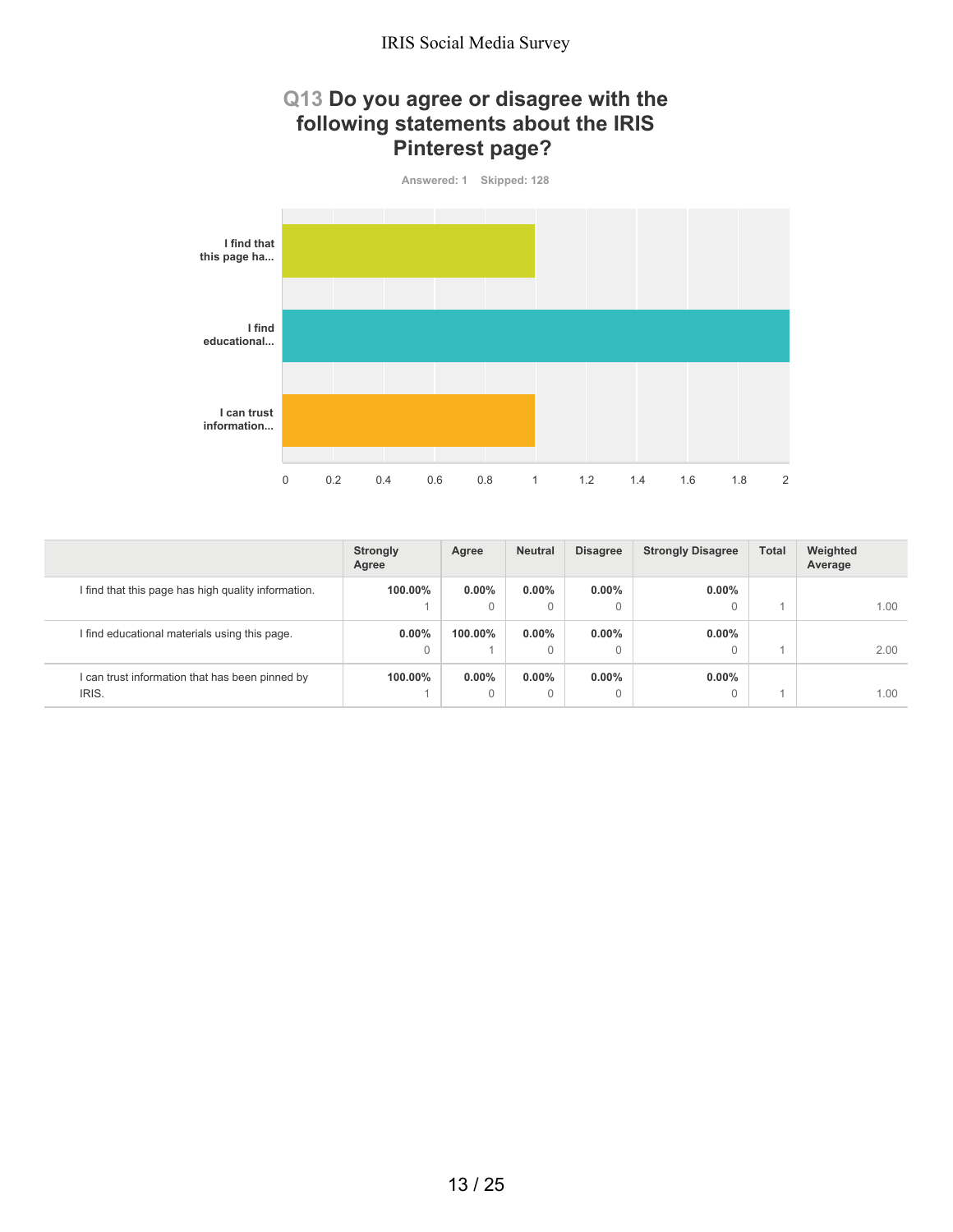## Q13 Do you agree or disagree with the following statements about the IRIS Pinterest page?

Answered: 1 Skipped: 128

|  | Strongly Agree | Agree | Neutral | Disagree | Strongly Disagree | Total | Weighted Average |
|---|---|---|---|---|---|---|---|
| I find that this page has high quality information. | **100.00%** 1 | **0.00%** 0 | **0.00%** 0 | **0.00%** 0 | **0.00%** 0 | 1 | 1.00 |
| I find educational materials using this page. | **0.00%** 0 | **100.00%** 1 | **0.00%** 0 | **0.00%** 0 | **0.00%** 0 | 1 | 2.00 |
| I can trust information that has been pinned by IRIS. | **100.00%** 1 | **0.00%** 0 | **0.00%** 0 | **0.00%** 0 | **0.00%** 0 | 1 | 1.00 |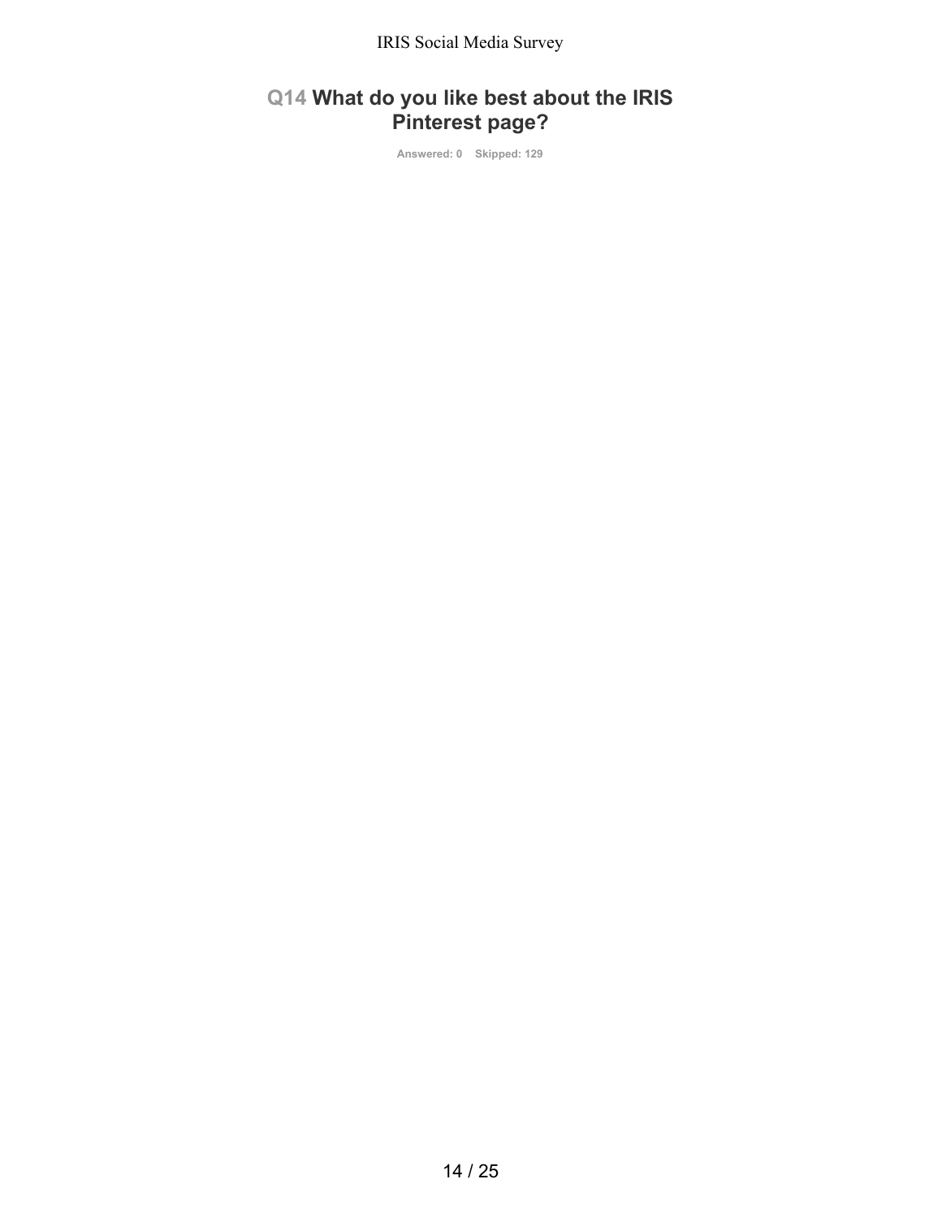## Q14 What do you like best about the IRIS Pinterest page?

Answered: 0    Skipped: 129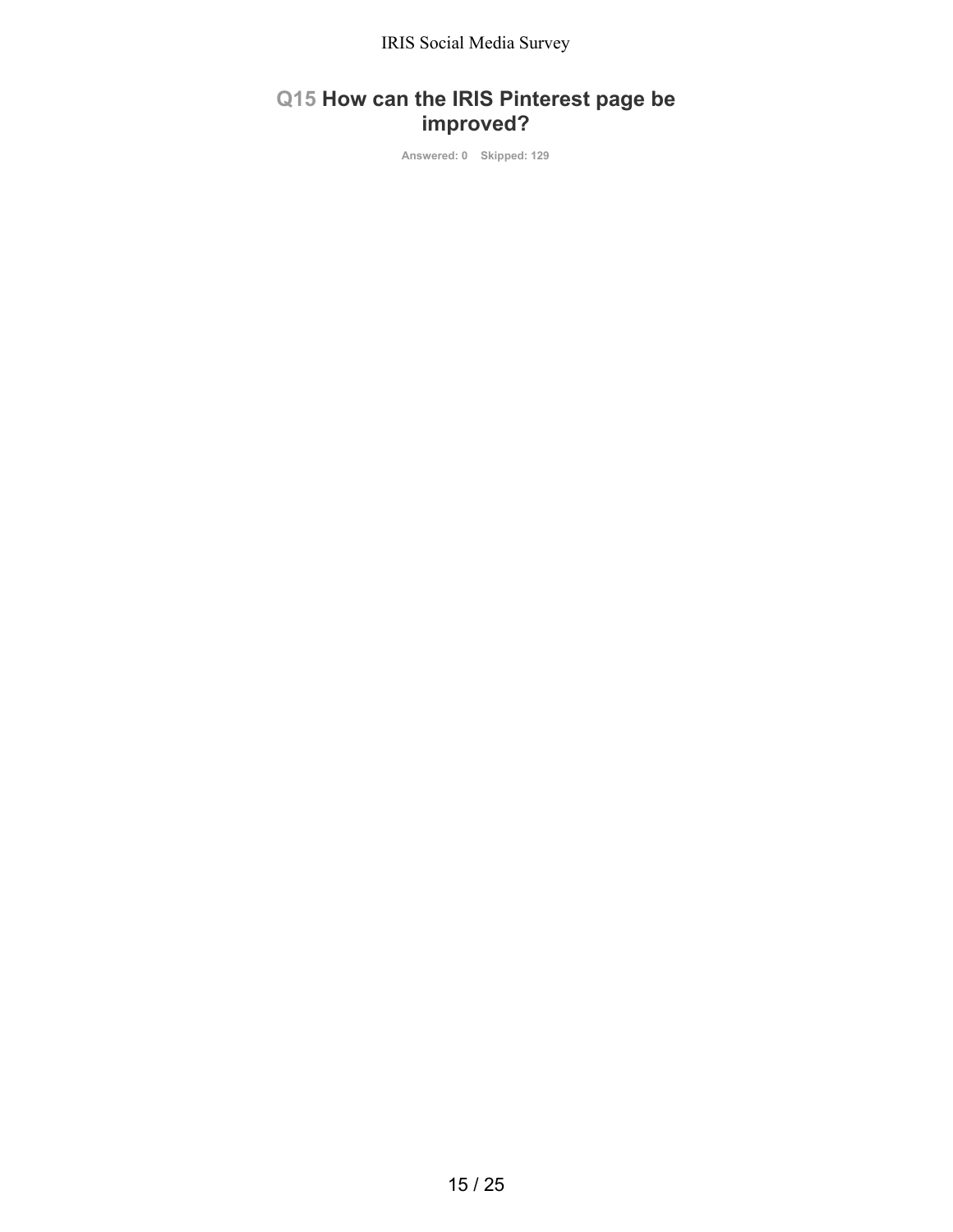## Q15 How can the IRIS Pinterest page be improved?

Answered: 0    Skipped: 129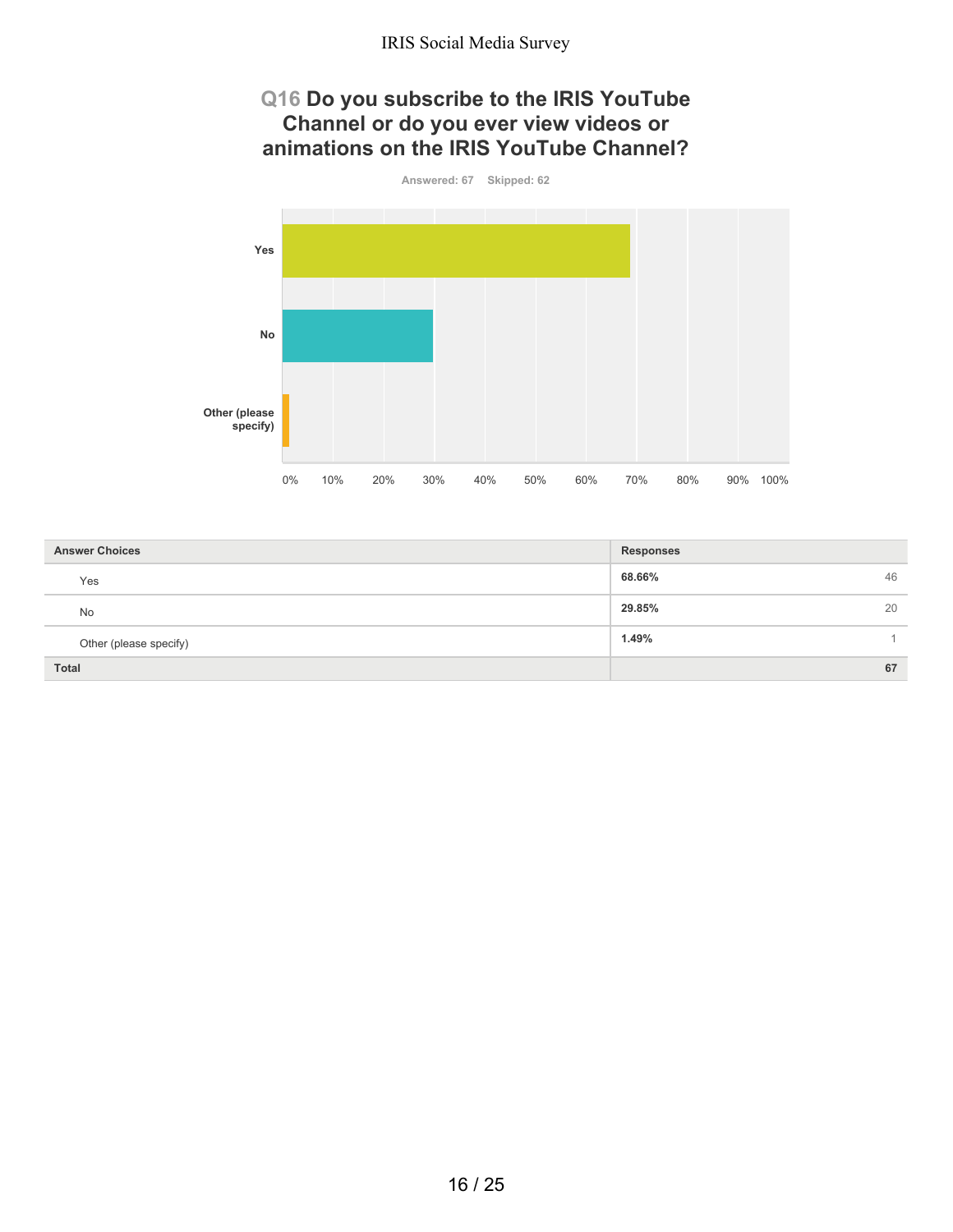## Q16 Do you subscribe to the IRIS YouTube Channel or do you ever view videos or animations on the IRIS YouTube Channel?

Answered: 67 Skipped: 62

| Answer Choices | Responses | |
|---|---|---|
| Yes | 68.66% | 46 |
| No | 29.85% | 20 |
| Other (please specify) | 1.49% | 1 |
| **Total** | | **67** |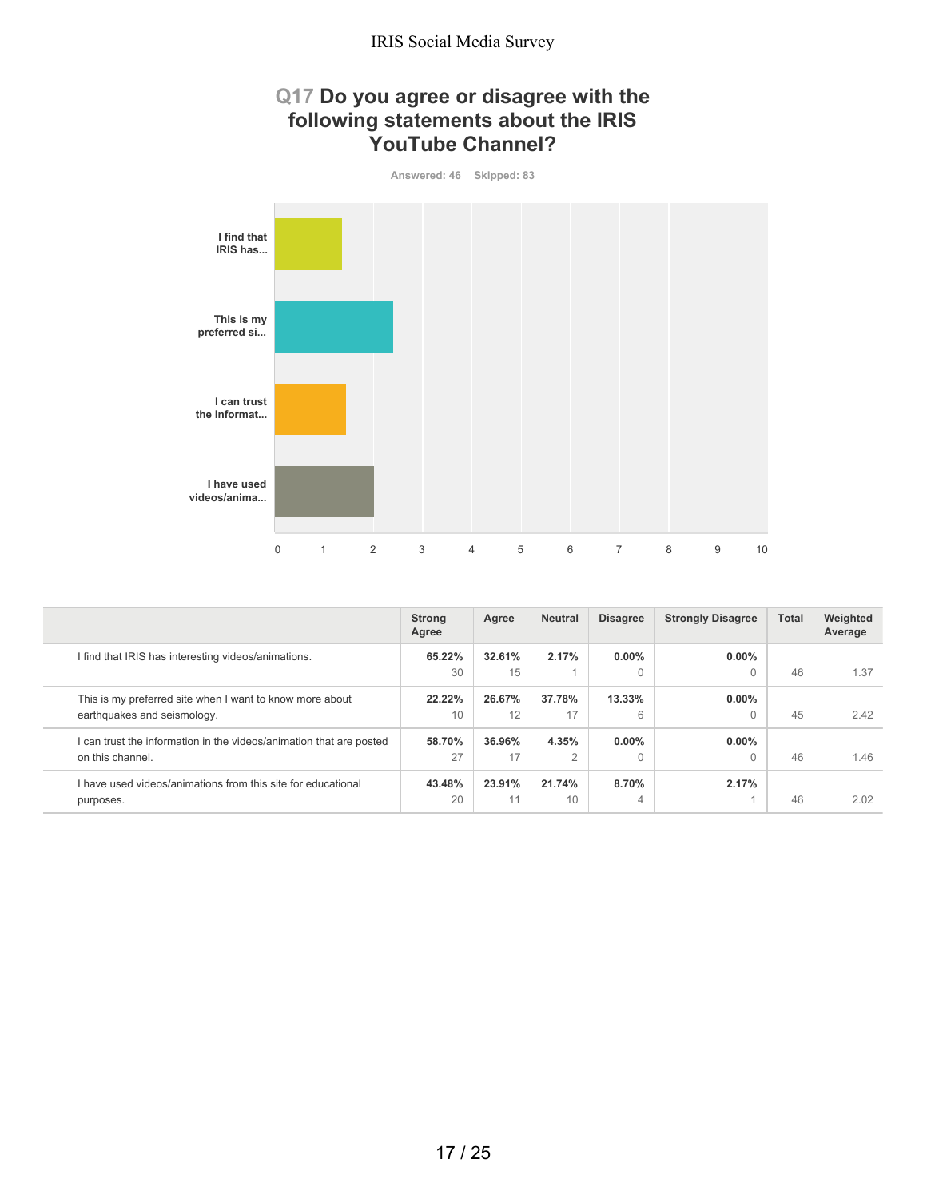## Q17 Do you agree or disagree with the following statements about the IRIS YouTube Channel?

Answered: 46 Skipped: 83

I find that IRIS has...

This is my preferred si...

I can trust the informat...

I have used videos/anima...

0 1 2 3 4 5 6 7 8 9 10

| | Strong Agree | Agree | Neutral | Disagree | Strongly Disagree | Total | Weighted Average |
|---|---|---|---|---|---|---|---|
| I find that IRIS has interesting videos/animations. | **65.22%** 30 | **32.61%** 15 | **2.17%** 1 | **0.00%** 0 | **0.00%** 0 | 46 | 1.37 |
| This is my preferred site when I want to know more about earthquakes and seismology. | **22.22%** 10 | **26.67%** 12 | **37.78%** 17 | **13.33%** 6 | **0.00%** 0 | 45 | 2.42 |
| I can trust the information in the videos/animation that are posted on this channel. | **58.70%** 27 | **36.96%** 17 | **4.35%** 2 | **0.00%** 0 | **0.00%** 0 | 46 | 1.46 |
| I have used videos/animations from this site for educational purposes. | **43.48%** 20 | **23.91%** 11 | **21.74%** 10 | **8.70%** 4 | **2.17%** 1 | 46 | 2.02 |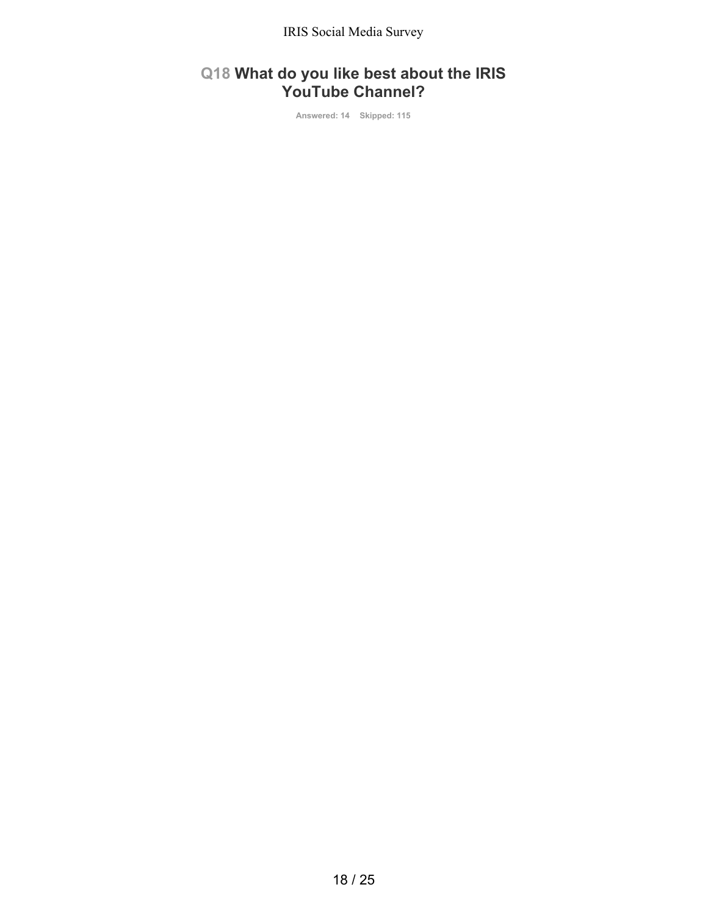## Q18 What do you like best about the IRIS YouTube Channel?

Answered: 14 Skipped: 115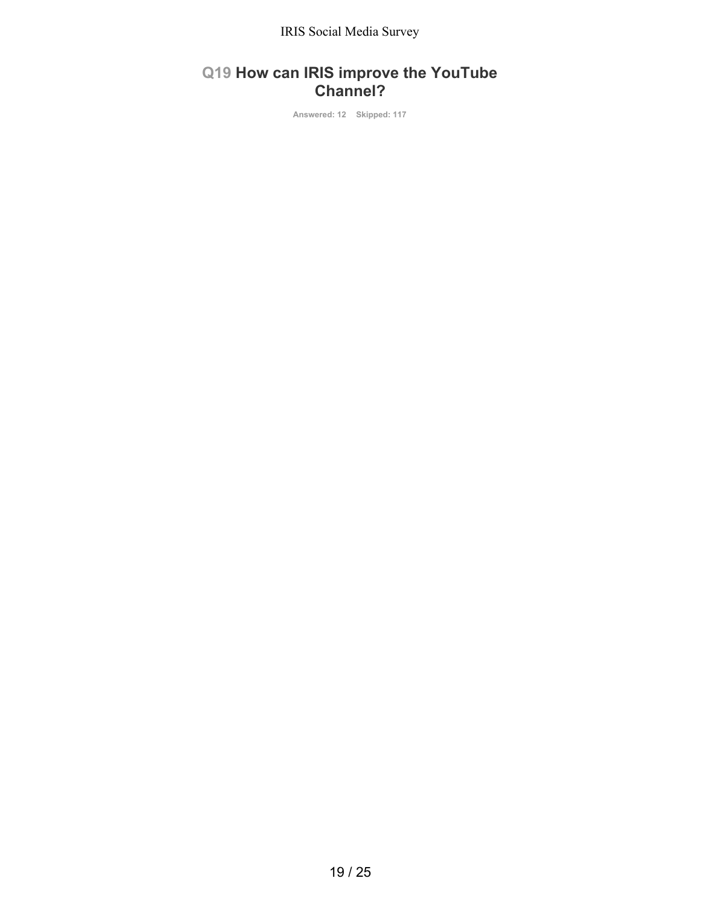## Q19 How can IRIS improve the YouTube Channel?

Answered: 12 Skipped: 117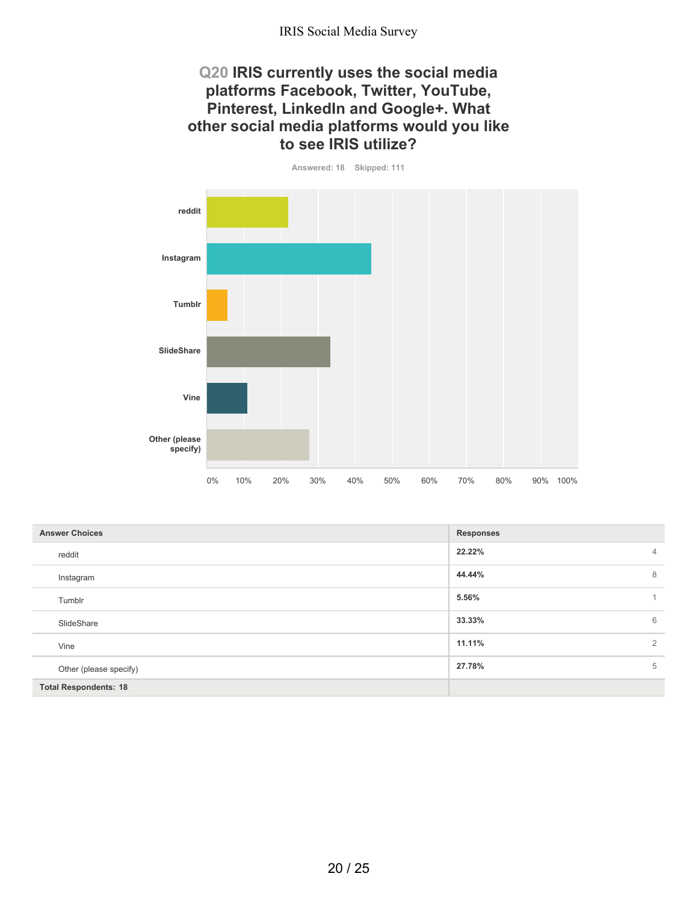## Q20 IRIS currently uses the social media platforms Facebook, Twitter, YouTube, Pinterest, LinkedIn and Google+. What other social media platforms would you like to see IRIS utilize?

Answered: 18 Skipped: 111

| Answer Choices | Responses | |
|---|---|---|
| reddit | 22.22% | 4 |
| Instagram | 44.44% | 8 |
| Tumblr | 5.56% | 1 |
| SlideShare | 33.33% | 6 |
| Vine | 11.11% | 2 |
| Other (please specify) | 27.78% | 5 |
| Total Respondents: 18 | | |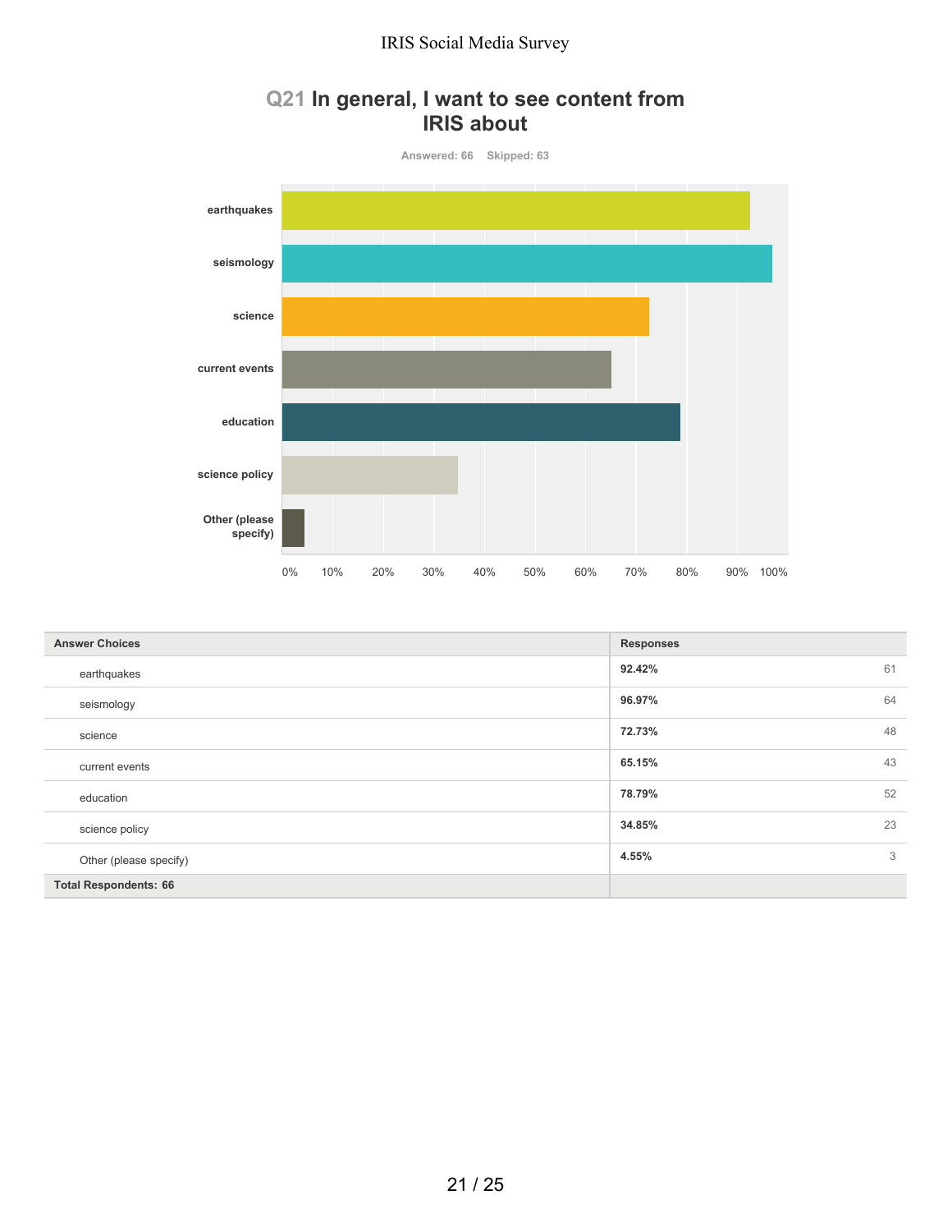## Q21 In general, I want to see content from IRIS about

Answered: 66 Skipped: 63

| Answer Choices | Responses | |
|---|---|---|
| earthquakes | 92.42% | 61 |
| seismology | 96.97% | 64 |
| science | 72.73% | 48 |
| current events | 65.15% | 43 |
| education | 78.79% | 52 |
| science policy | 34.85% | 23 |
| Other (please specify) | 4.55% | 3 |
| Total Respondents: 66 | | |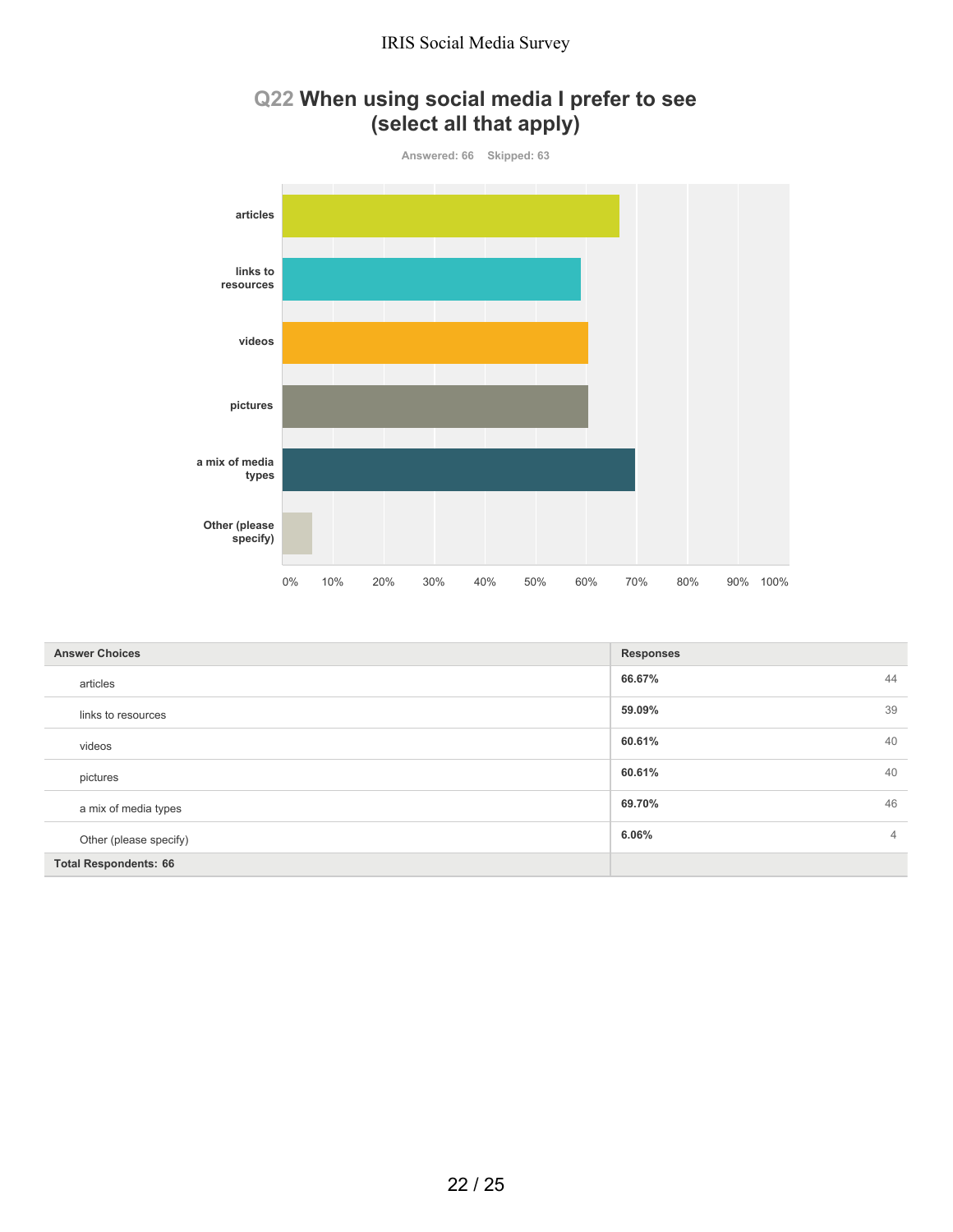## Q22 When using social media I prefer to see (select all that apply)

Answered: 66    Skipped: 63

| Answer Choices | Responses | |
|---|---|---|
| articles | 66.67% | 44 |
| links to resources | 59.09% | 39 |
| videos | 60.61% | 40 |
| pictures | 60.61% | 40 |
| a mix of media types | 69.70% | 46 |
| Other (please specify) | 6.06% | 4 |
| **Total Respondents: 66** | | |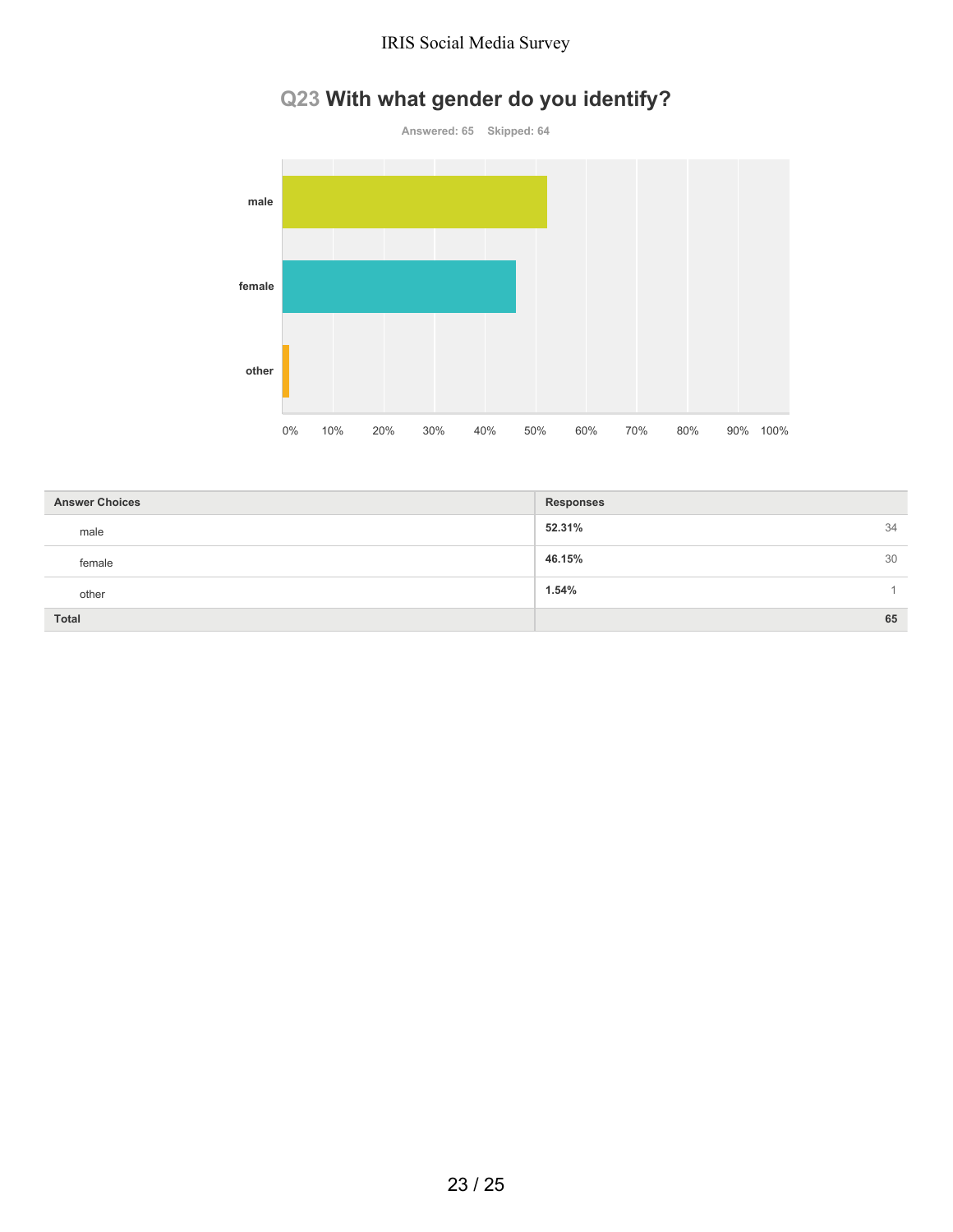## Q23 With what gender do you identify?

Answered: 65 Skipped: 64

| Answer Choices | Responses | |
|---|---|---|
| male | 52.31% | 34 |
| female | 46.15% | 30 |
| other | 1.54% | 1 |
| Total | | 65 |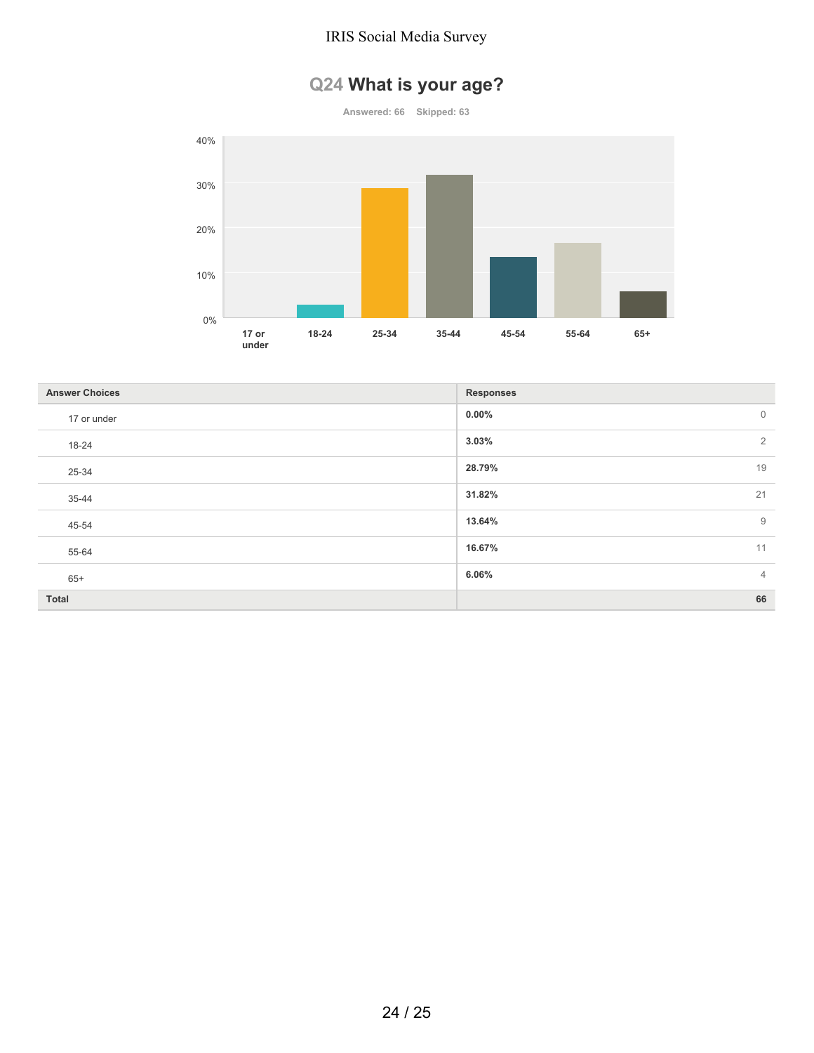## Q24 What is your age?

Answered: 66 Skipped: 63

| Answer Choices | Responses | |
|---|---|---|
| 17 or under | 0.00% | 0 |
| 18-24 | 3.03% | 2 |
| 25-34 | 28.79% | 19 |
| 35-44 | 31.82% | 21 |
| 45-54 | 13.64% | 9 |
| 55-64 | 16.67% | 11 |
| 65+ | 6.06% | 4 |
| **Total** | | **66** |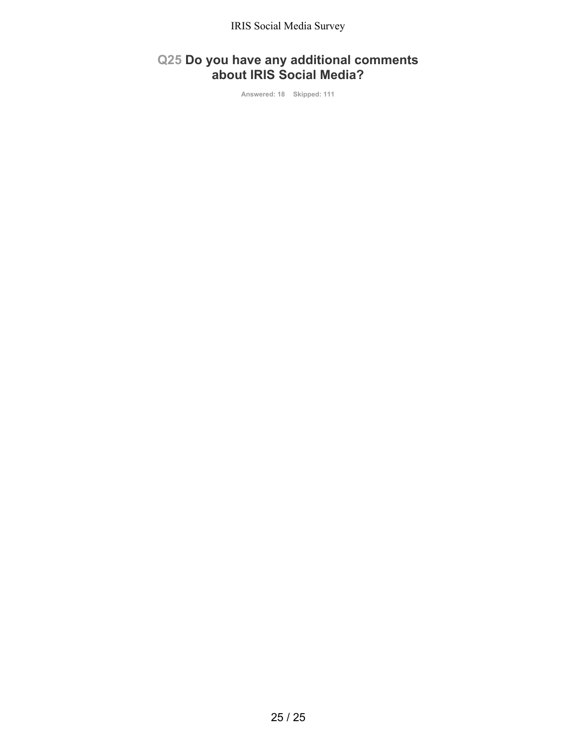## Q25 Do you have any additional comments about IRIS Social Media?

Answered: 18 Skipped: 111